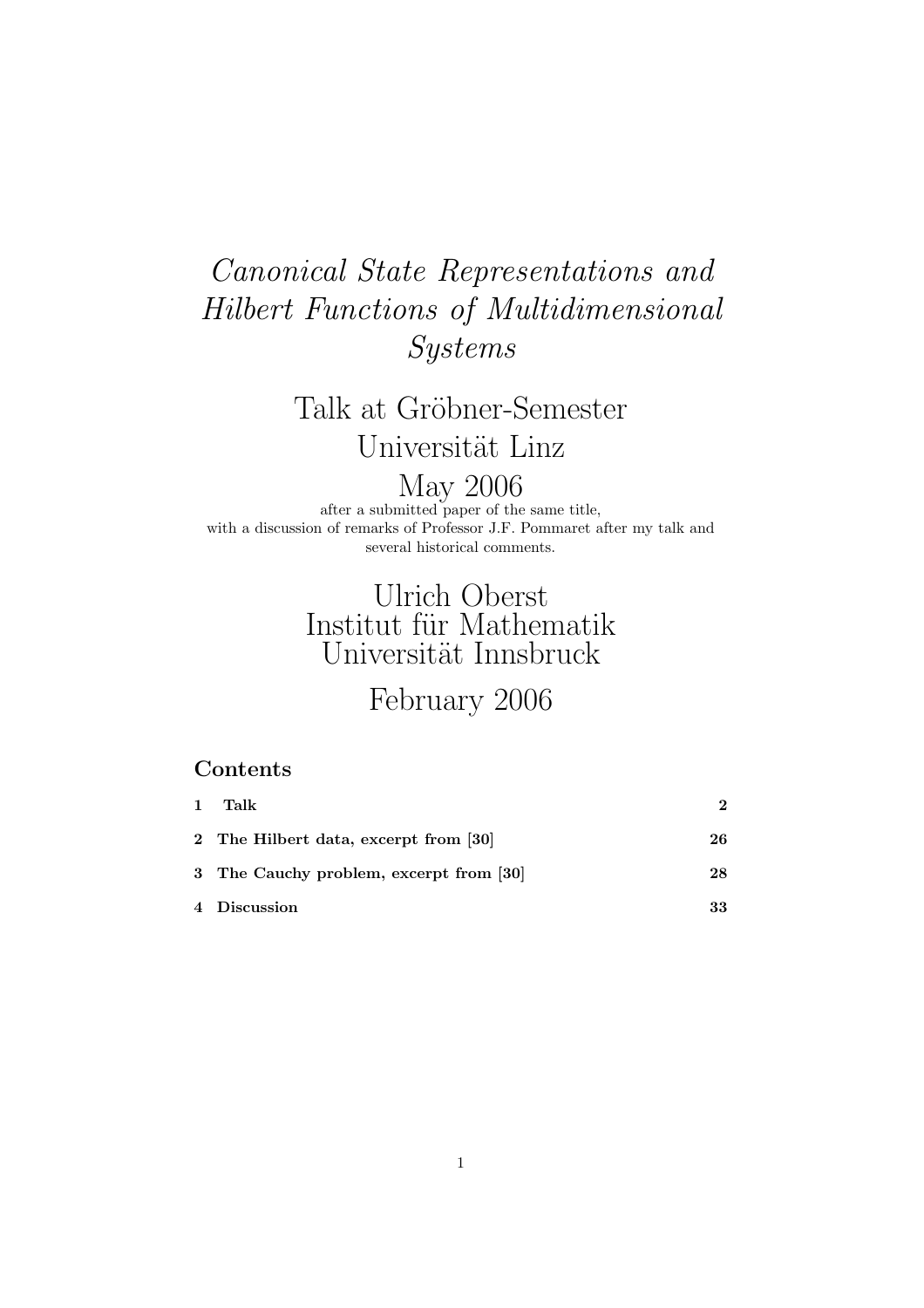# *Canonical State Representations and Hilbert Functions of Multidimensional Systems*

Talk at Gröbner-Semester
Universität Linz
May 2006

after a submitted paper of the same title,
with a discussion of remarks of Professor J.F. Pommaret after my talk and several historical comments.

Ulrich Oberst
Institut für Mathematik
Universität Innsbruck

February 2006

## Contents

| | | |
|---|---|---|
| **1** | **Talk** | **2** |
| **2** | **The Hilbert data, excerpt from [30]** | **26** |
| **3** | **The Cauchy problem, excerpt from [30]** | **28** |
| **4** | **Discussion** | **33** |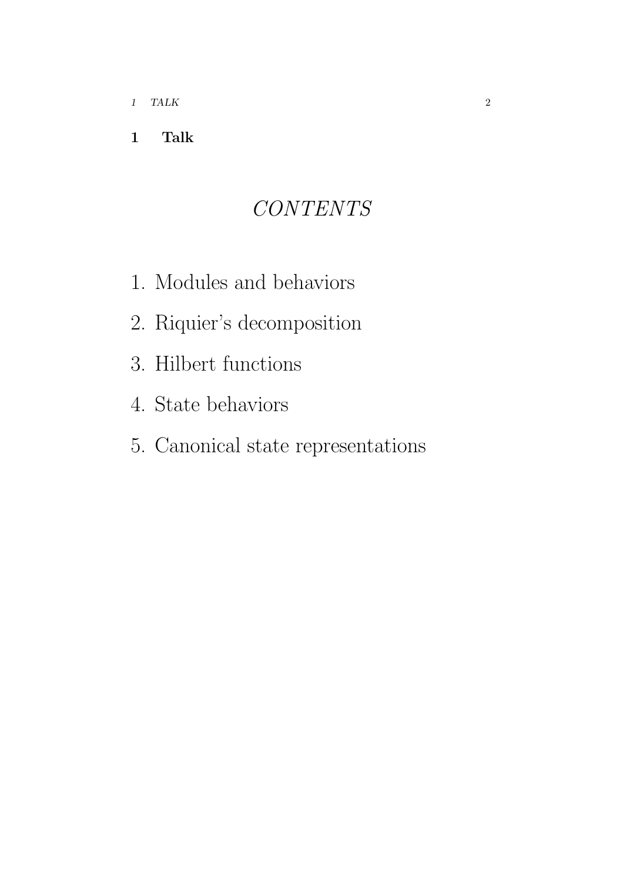# 1 Talk

*CONTENTS*

1. Modules and behaviors
2. Riquier's decomposition
3. Hilbert functions
4. State behaviors
5. Canonical state representations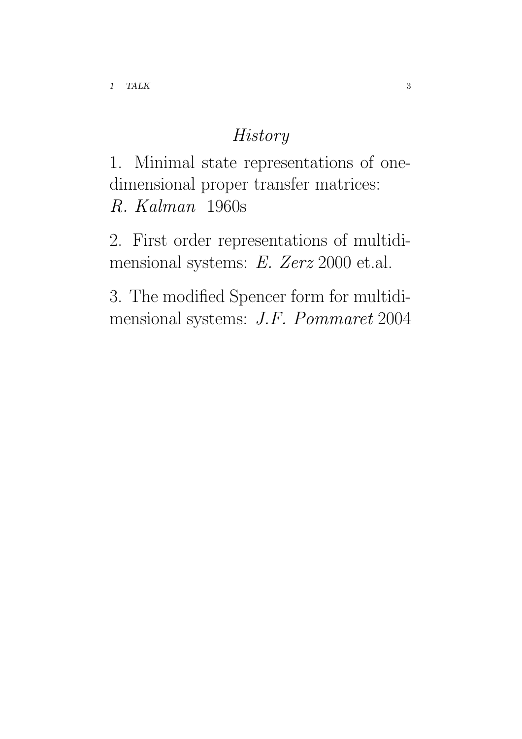## *History*

1. Minimal state representations of one-dimensional proper transfer matrices: *R. Kalman* 1960s

2. First order representations of multidimensional systems: *E. Zerz* 2000 et.al.

3. The modified Spencer form for multidimensional systems: *J.F. Pommaret* 2004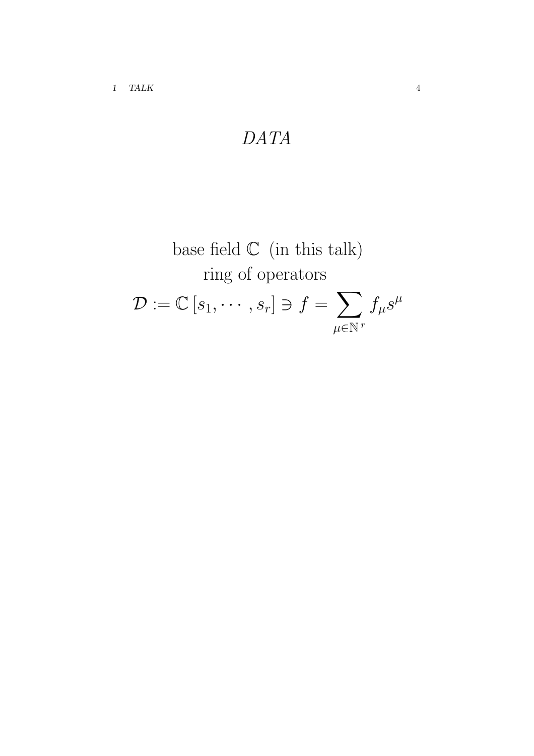# *DATA*

base field $\mathbb{C}$ (in this talk)

ring of operators

$$\mathcal{D} := \mathbb{C}\left[s_1, \cdots, s_r\right] \ni f = \sum_{\mu \in \mathbb{N}^r} f_\mu s^\mu$$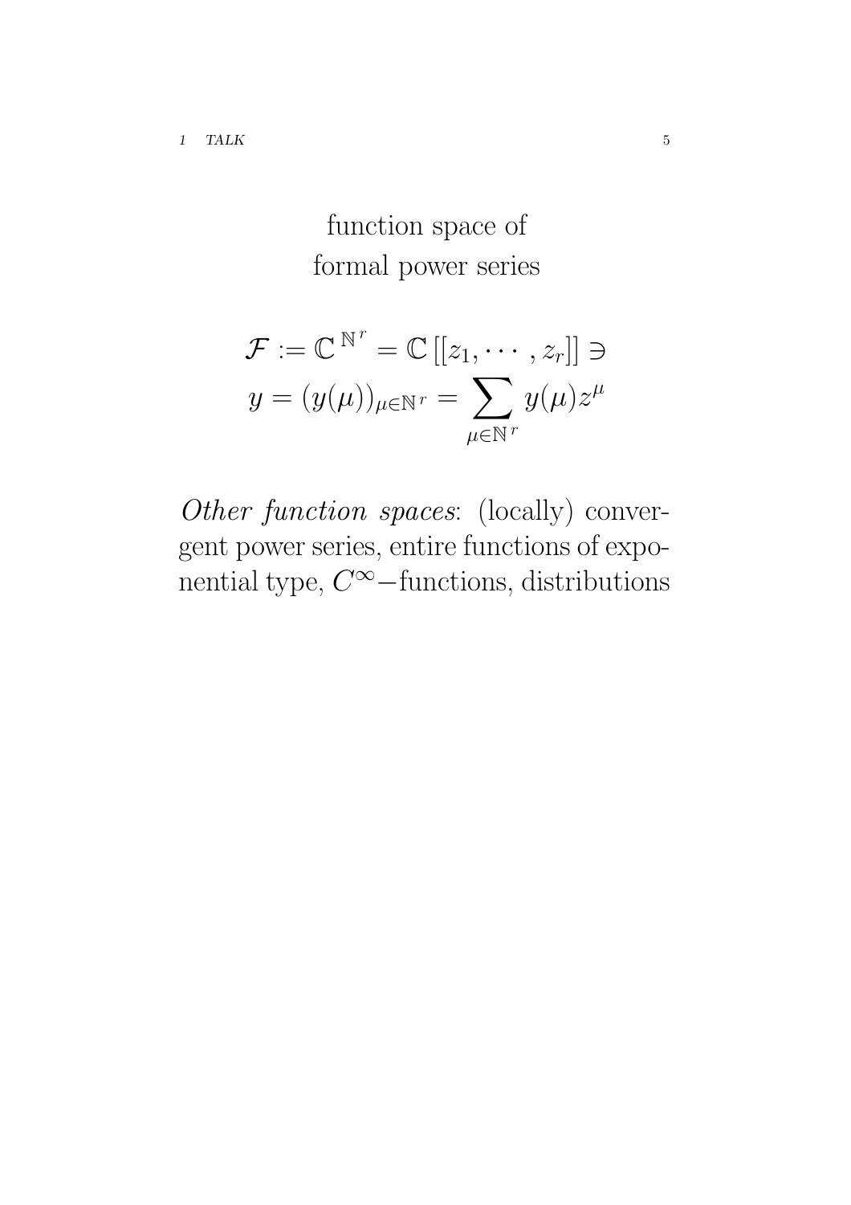function space of
formal power series

$$\mathcal{F} := \mathbb{C}^{\mathbb{N}^r} = \mathbb{C}[[z_1, \cdots, z_r]] \ni$$
$$y = (y(\mu))_{\mu \in \mathbb{N}^r} = \sum_{\mu \in \mathbb{N}^r} y(\mu) z^\mu$$

*Other function spaces*: (locally) convergent power series, entire functions of exponential type, $C^\infty$−functions, distributions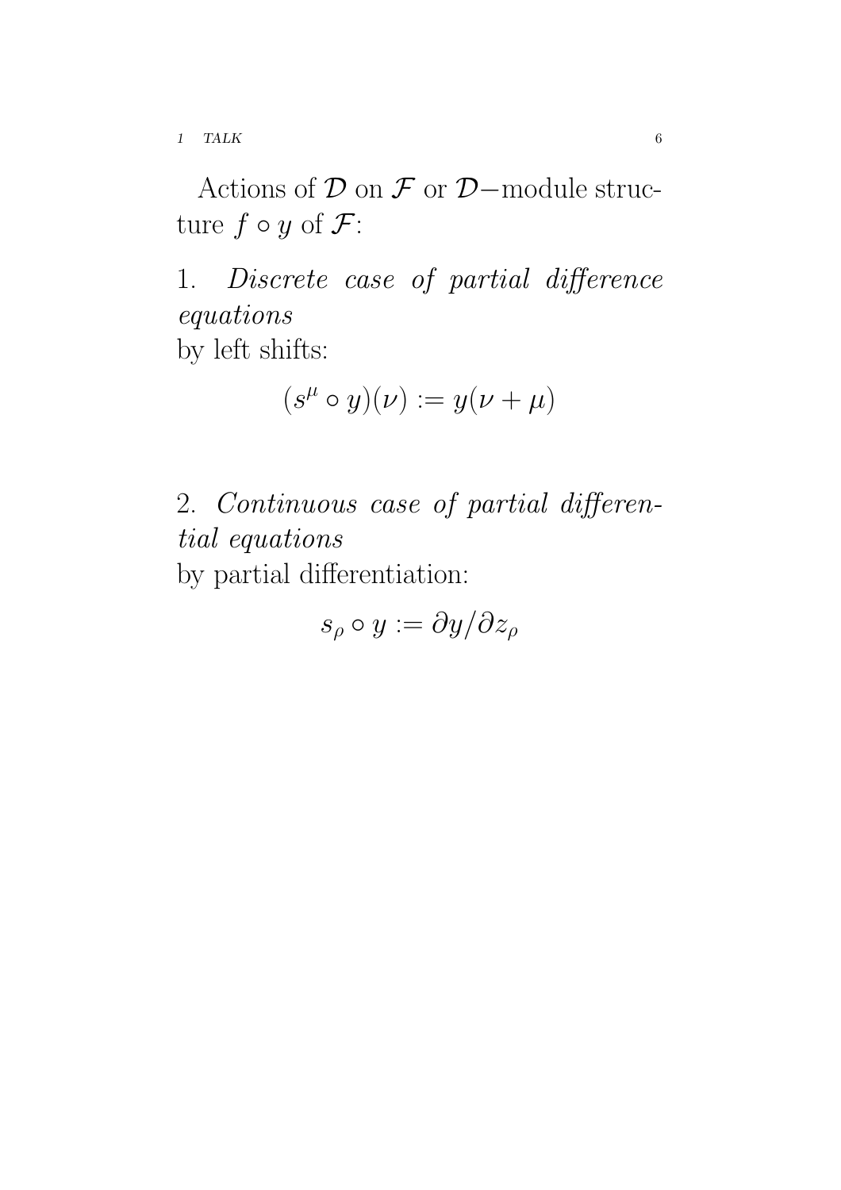Actions of $\mathcal{D}$ on $\mathcal{F}$ or $\mathcal{D}-$module structure $f \circ y$ of $\mathcal{F}$:

1. *Discrete case of partial difference equations*
by left shifts:

$$(s^{\mu} \circ y)(\nu) := y(\nu + \mu)$$

2. *Continuous case of partial differential equations*
by partial differentiation:

$$s_{\rho} \circ y := \partial y / \partial z_{\rho}$$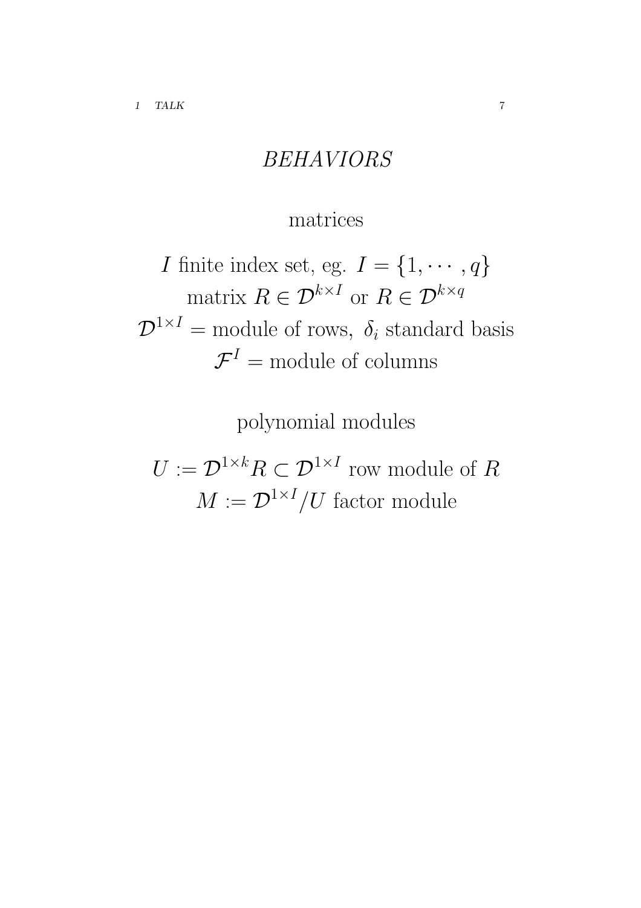## *BEHAVIORS*

### matrices

$I$ finite index set, eg. $I = \{1, \cdots, q\}$

matrix $R \in \mathcal{D}^{k \times I}$ or $R \in \mathcal{D}^{k \times q}$

$\mathcal{D}^{1 \times I}$ = module of rows, $\delta_i$ standard basis

$\mathcal{F}^I$ = module of columns

### polynomial modules

$U := \mathcal{D}^{1 \times k} R \subset \mathcal{D}^{1 \times I}$ row module of $R$

$M := \mathcal{D}^{1 \times I} / U$ factor module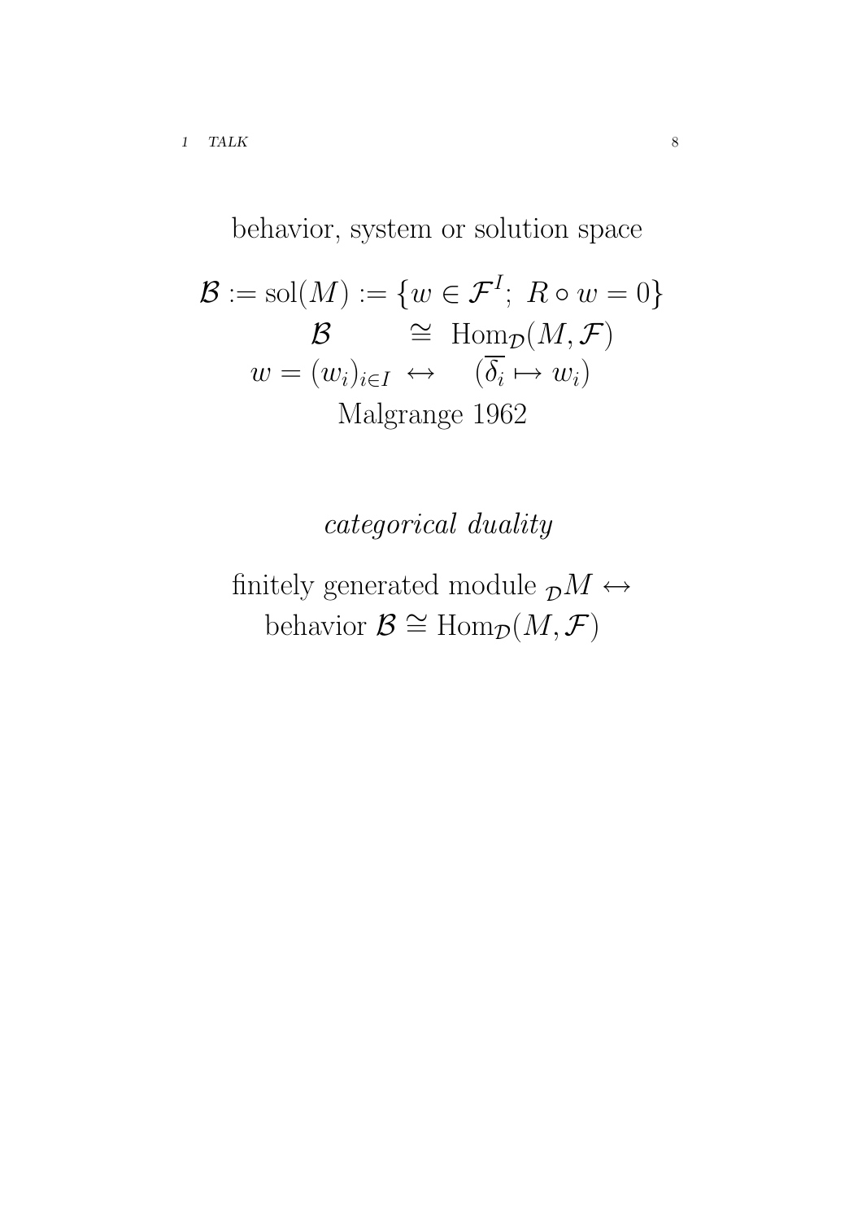behavior, system or solution space

$$\mathcal{B} := \mathrm{sol}(M) := \{w \in \mathcal{F}^I;\ R \circ w = 0\}$$

$$\mathcal{B} \quad \cong \quad \mathrm{Hom}_{\mathcal{D}}(M, \mathcal{F})$$

$$w = (w_i)_{i \in I} \ \leftrightarrow \quad (\overline{\delta_i} \mapsto w_i)$$

Malgrange 1962

*categorical duality*

finitely generated module ${}_{\mathcal{D}}M \leftrightarrow$
behavior $\mathcal{B} \cong \mathrm{Hom}_{\mathcal{D}}(M, \mathcal{F})$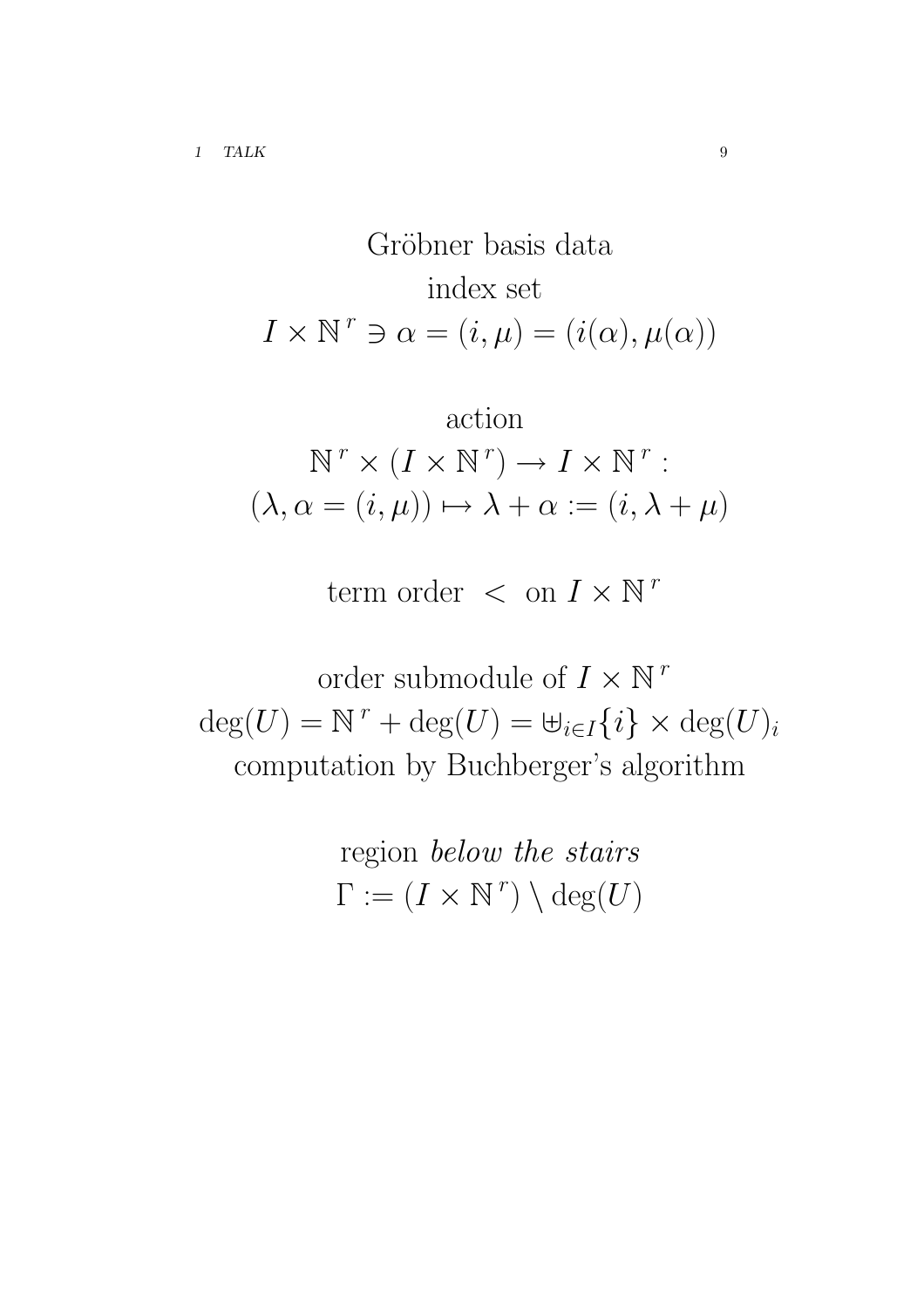Gröbner basis data

index set

$$I \times \mathbb{N}^r \ni \alpha = (i, \mu) = (i(\alpha), \mu(\alpha))$$

action

$$\mathbb{N}^r \times (I \times \mathbb{N}^r) \to I \times \mathbb{N}^r :$$
$$(\lambda, \alpha = (i, \mu)) \mapsto \lambda + \alpha := (i, \lambda + \mu)$$

term order $<$ on $I \times \mathbb{N}^r$

order submodule of $I \times \mathbb{N}^r$

$$\deg(U) = \mathbb{N}^r + \deg(U) = \uplus_{i \in I} \{i\} \times \deg(U)_i$$

computation by Buchberger's algorithm

region *below the stairs*

$$\Gamma := (I \times \mathbb{N}^r) \setminus \deg(U)$$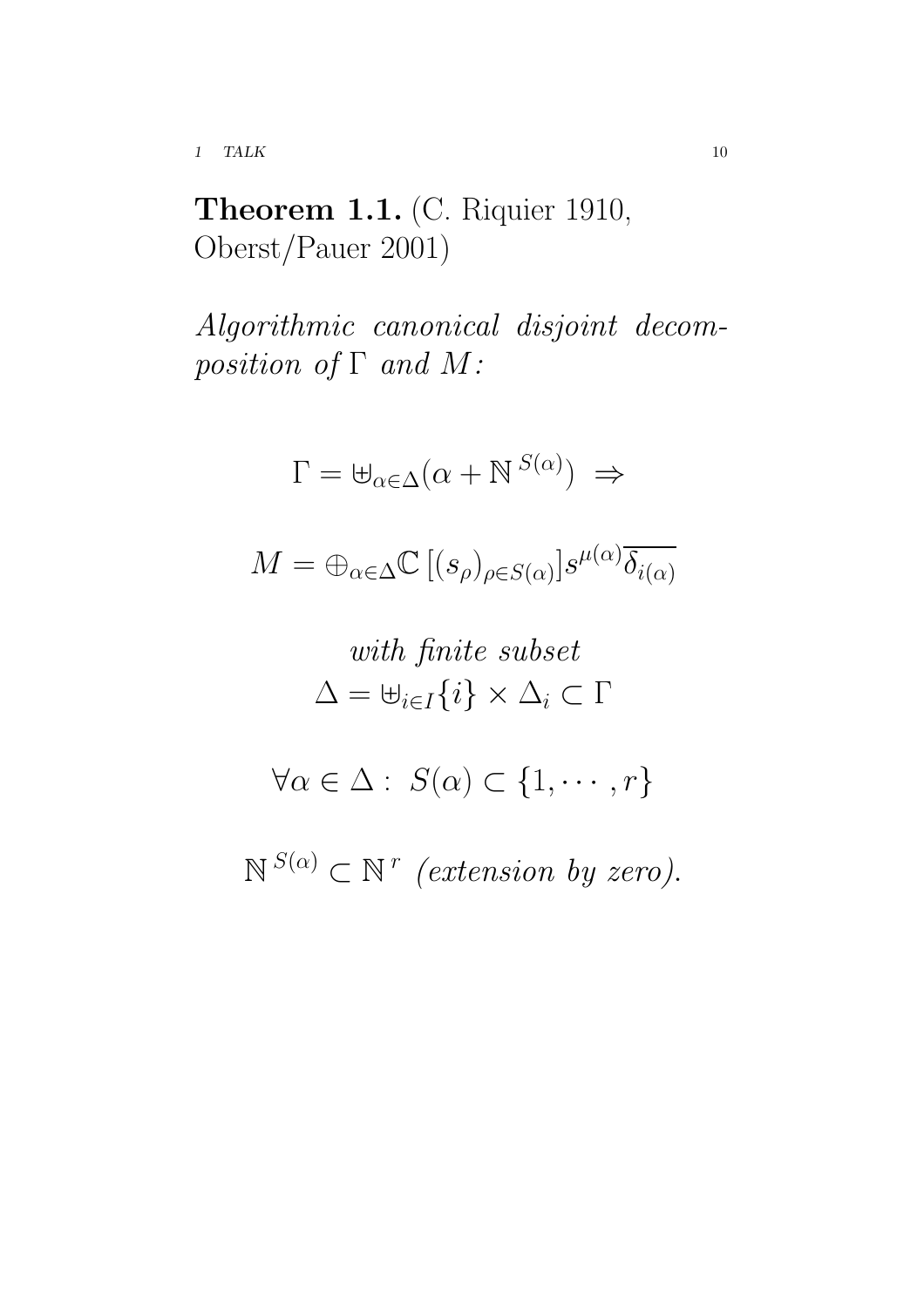**Theorem 1.1.** (C. Riquier 1910, Oberst/Pauer 2001)

*Algorithmic canonical disjoint decomposition of* $\Gamma$ *and* $M$*:*

$$\Gamma = \uplus_{\alpha\in\Delta}(\alpha + \mathbb{N}^{S(\alpha)}) \;\Rightarrow$$

$$M = \oplus_{\alpha\in\Delta}\mathbb{C}\,[(s_\rho)_{\rho\in S(\alpha)}]s^{\mu(\alpha)}\overline{\delta_{i(\alpha)}}$$

*with finite subset*

$$\Delta = \uplus_{i\in I}\{i\} \times \Delta_i \subset \Gamma$$

$$\forall \alpha \in \Delta : \; S(\alpha) \subset \{1, \cdots, r\}$$

$\mathbb{N}^{S(\alpha)} \subset \mathbb{N}^r$ *(extension by zero).*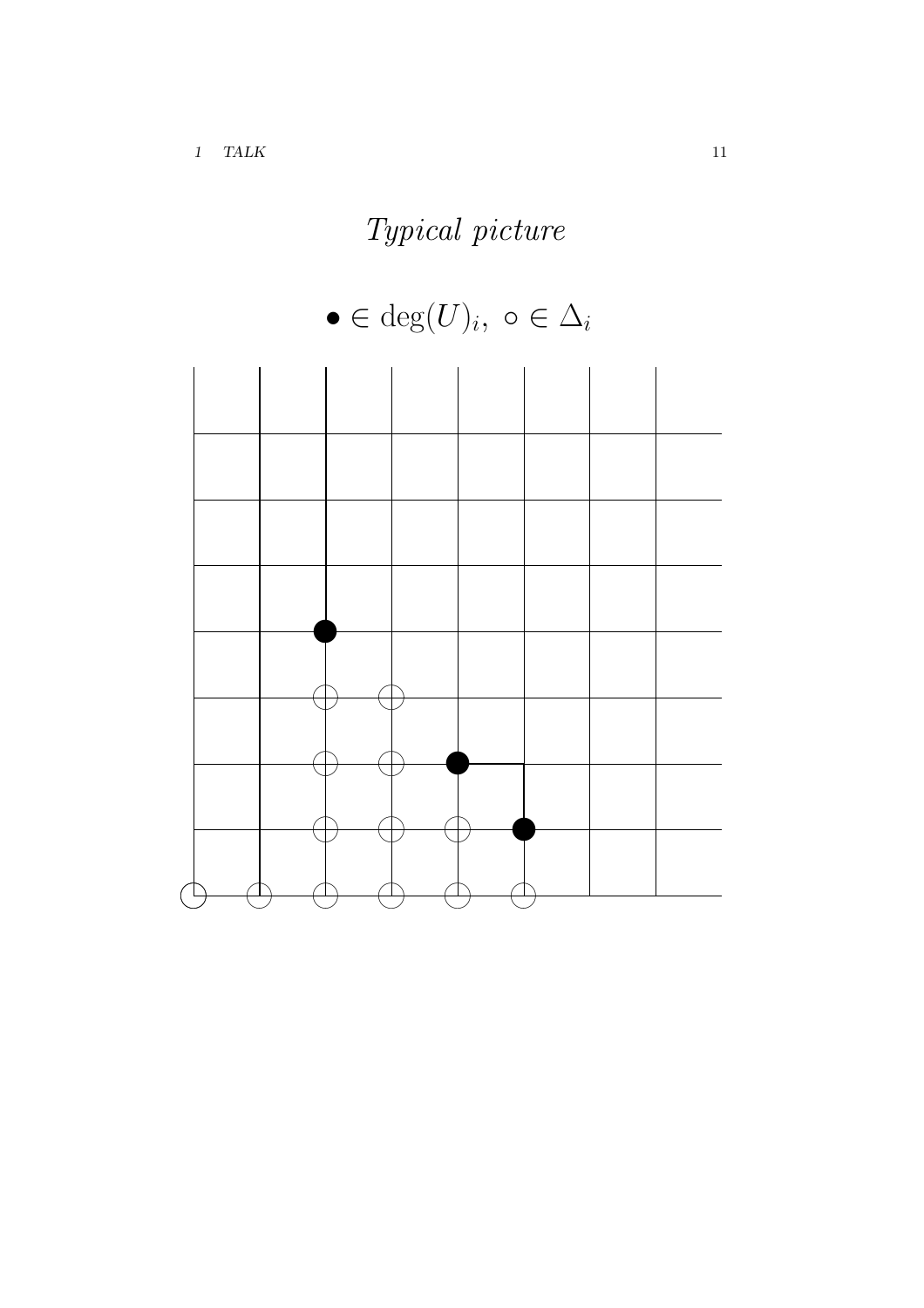## *Typical picture*

$$\bullet \in \deg(U)_i, \ \circ \in \Delta_i$$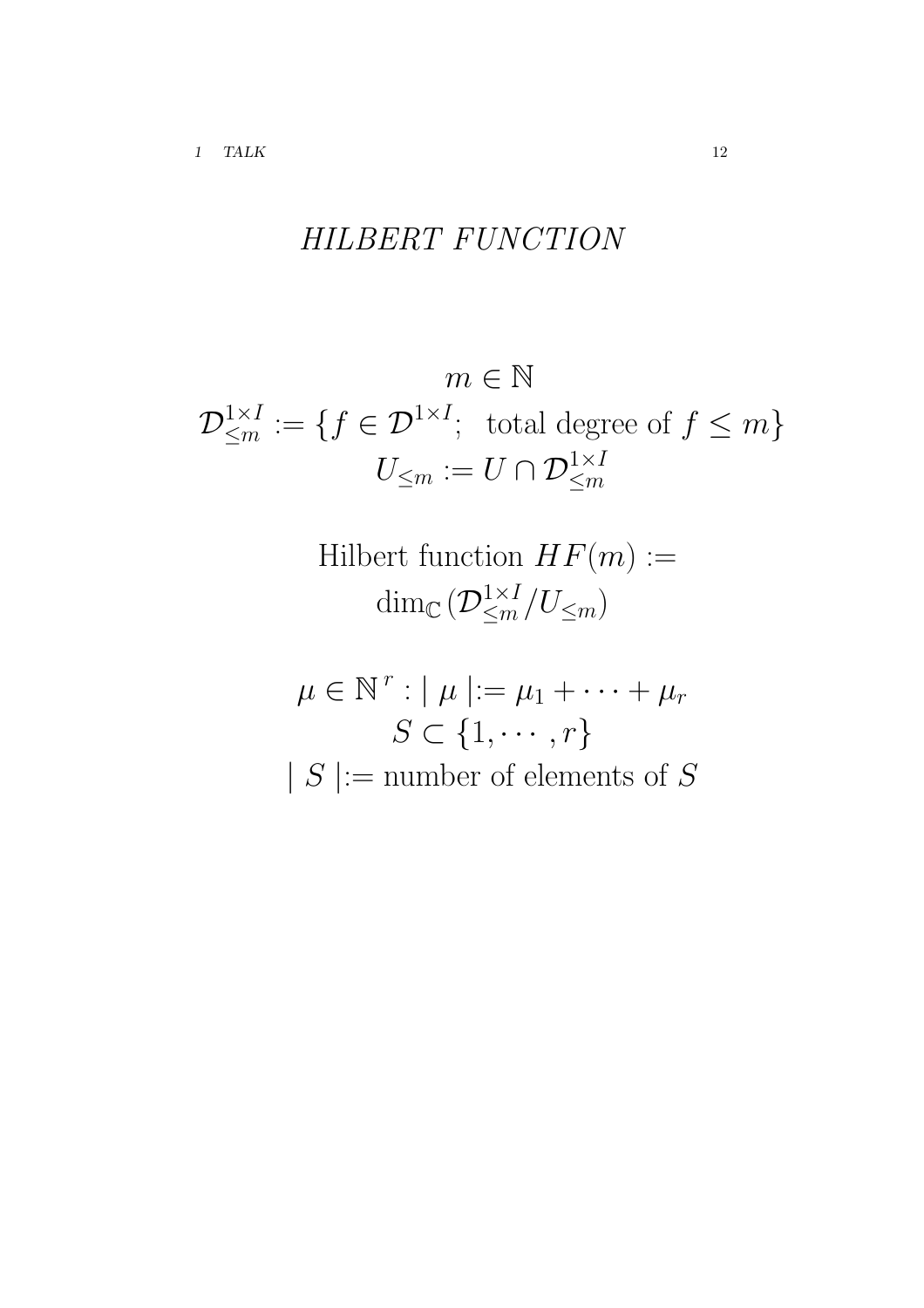# *HILBERT FUNCTION*

$$m \in \mathbb{N}$$

$$\mathcal{D}^{1\times I}_{\leq m} := \{f \in \mathcal{D}^{1\times I};\ \text{ total degree of } f \leq m\}$$

$$U_{\leq m} := U \cap \mathcal{D}^{1\times I}_{\leq m}$$

Hilbert function $HF(m) :=$
$\dim_{\mathbb{C}}(\mathcal{D}^{1\times I}_{\leq m}/U_{\leq m})$

$$\mu \in \mathbb{N}^{\,r} : \mid \mu \mid := \mu_1 + \cdots + \mu_r$$

$$S \subset \{1, \cdots, r\}$$

$\mid S \mid :=$ number of elements of $S$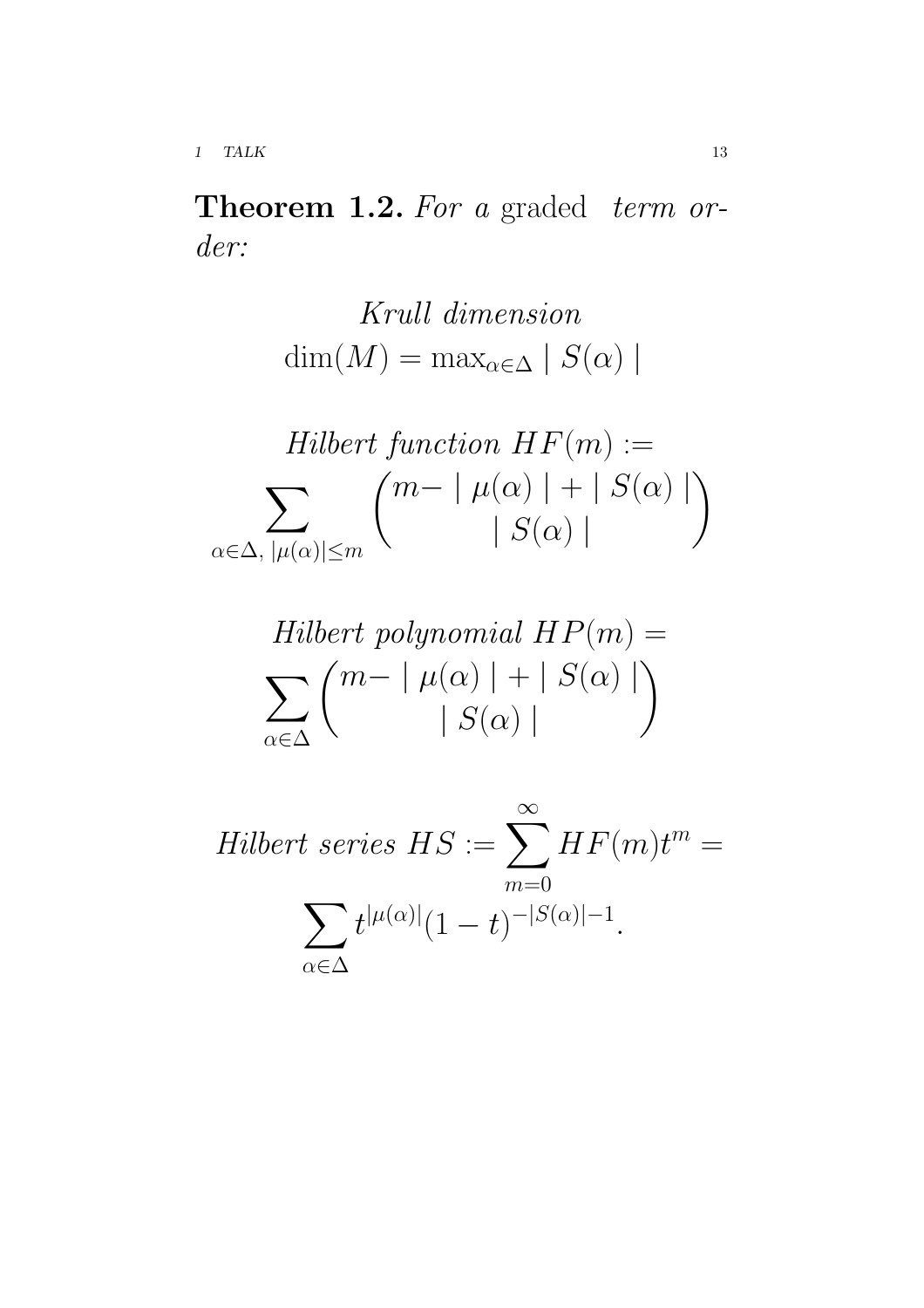**Theorem 1.2.** *For a* graded *term order:*

$$\text{\textit{Krull dimension}}$$
$$\dim(M) = \max_{\alpha\in\Delta} \mid S(\alpha) \mid$$

$$\text{\textit{Hilbert function} } HF(m) := \sum_{\alpha\in\Delta,\ |\mu(\alpha)|\leq m} \binom{m- \mid \mu(\alpha) \mid + \mid S(\alpha) \mid}{\mid S(\alpha) \mid}$$

$$\text{\textit{Hilbert polynomial} } HP(m) = \sum_{\alpha\in\Delta} \binom{m- \mid \mu(\alpha) \mid + \mid S(\alpha) \mid}{\mid S(\alpha) \mid}$$

$$\text{\textit{Hilbert series} } HS := \sum_{m=0}^{\infty} HF(m)t^m = \sum_{\alpha\in\Delta} t^{|\mu(\alpha)|}(1-t)^{-|S(\alpha)|-1}.$$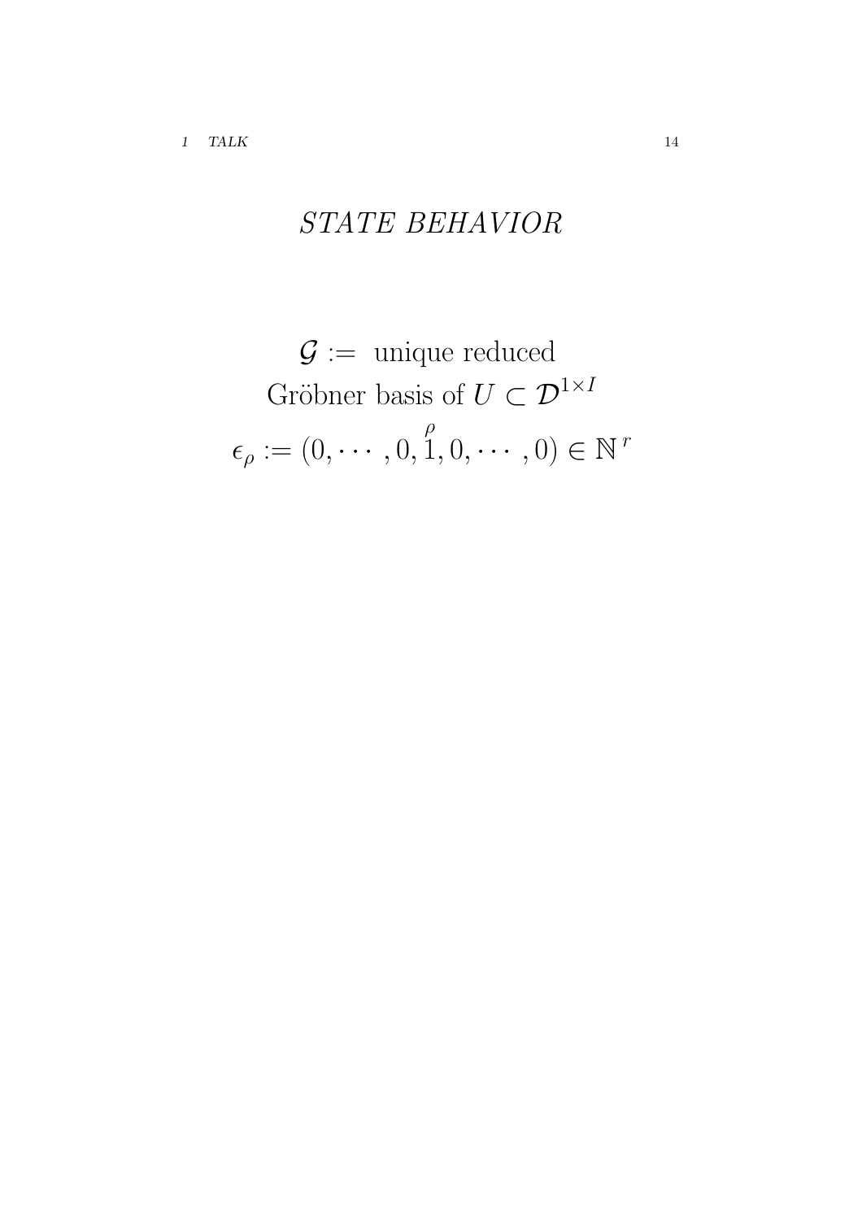# *STATE BEHAVIOR*

$$\mathcal{G} := \text{ unique reduced}$$
$$\text{Gröbner basis of } U \subset \mathcal{D}^{1\times I}$$
$$\epsilon_\rho := (0, \cdots, 0, \overset{\rho}{1}, 0, \cdots, 0) \in \mathbb{N}^r$$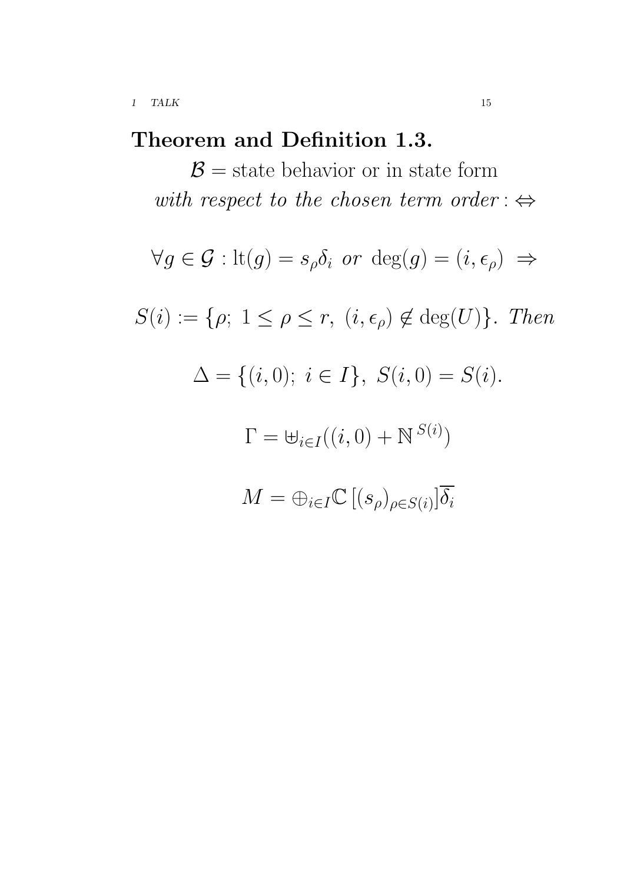**Theorem and Definition 1.3.**

$$\mathcal{B} = \text{state behavior or in state form}$$

*with respect to the chosen term order* $:\Leftrightarrow$

$$\forall g \in \mathcal{G} : \mathrm{lt}(g) = s_\rho \delta_i \ \textit{or} \ \deg(g) = (i, \epsilon_\rho) \ \Rightarrow$$

$$S(i) := \{\rho;\ 1 \leq \rho \leq r,\ (i, \epsilon_\rho) \notin \deg(U)\}. \ \textit{Then}$$

$$\Delta = \{(i, 0);\ i \in I\},\ S(i, 0) = S(i).$$

$$\Gamma = \uplus_{i \in I}((i, 0) + \mathbb{N}^{S(i)})$$

$$M = \oplus_{i \in I} \mathbb{C}\left[(s_\rho)_{\rho \in S(i)}\right] \overline{\delta_i}$$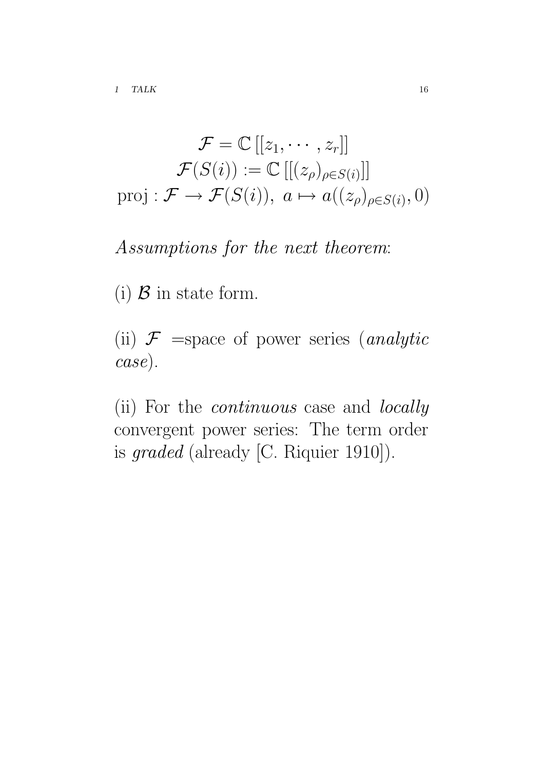$$\mathcal{F} = \mathbb{C}\left[[z_1, \cdots, z_r]\right]$$
$$\mathcal{F}(S(i)) := \mathbb{C}\left[[(z_\rho)_{\rho \in S(i)}]\right]$$
$$\text{proj} : \mathcal{F} \to \mathcal{F}(S(i)),\ a \mapsto a((z_\rho)_{\rho \in S(i)}, 0)$$

*Assumptions for the next theorem*:

(i) $\mathcal{B}$ in state form.

(ii) $\mathcal{F}$ =space of power series (*analytic case*).

(ii) For the *continuous* case and *locally* convergent power series: The term order is *graded* (already [C. Riquier 1910]).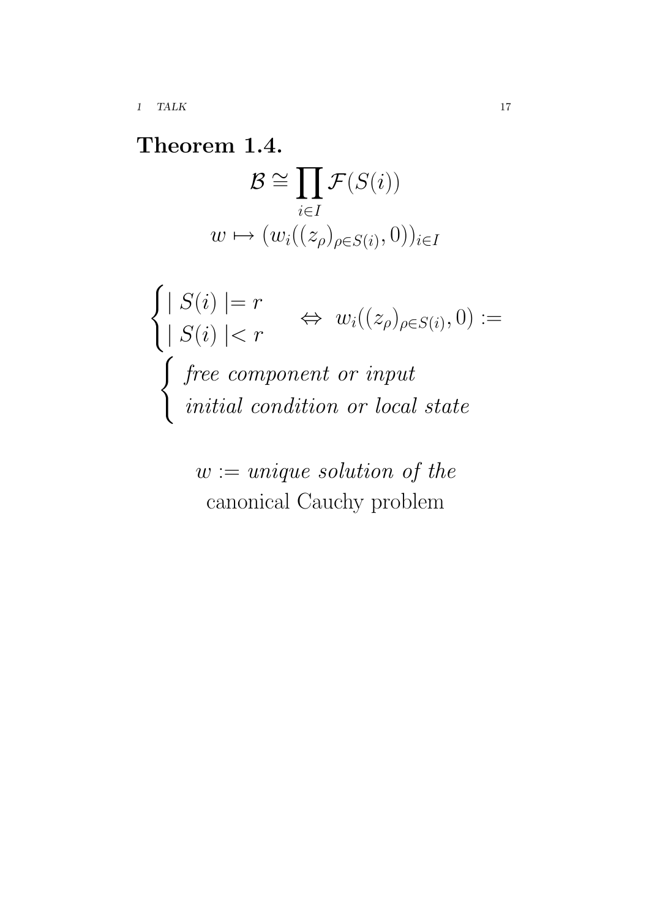**Theorem 1.4.**

$$\mathcal{B} \cong \prod_{i\in I} \mathcal{F}(S(i))$$
$$w \mapsto (w_i((z_\rho)_{\rho\in S(i)}, 0))_{i\in I}$$

$$\begin{cases} \mid S(i) \mid = r \\ \mid S(i) \mid < r \end{cases} \Leftrightarrow \; w_i((z_\rho)_{\rho\in S(i)}, 0) :=$$
$$\begin{cases} \textit{free component or input} \\ \textit{initial condition or local state} \end{cases}$$

$w :=$ *unique solution of the* canonical Cauchy problem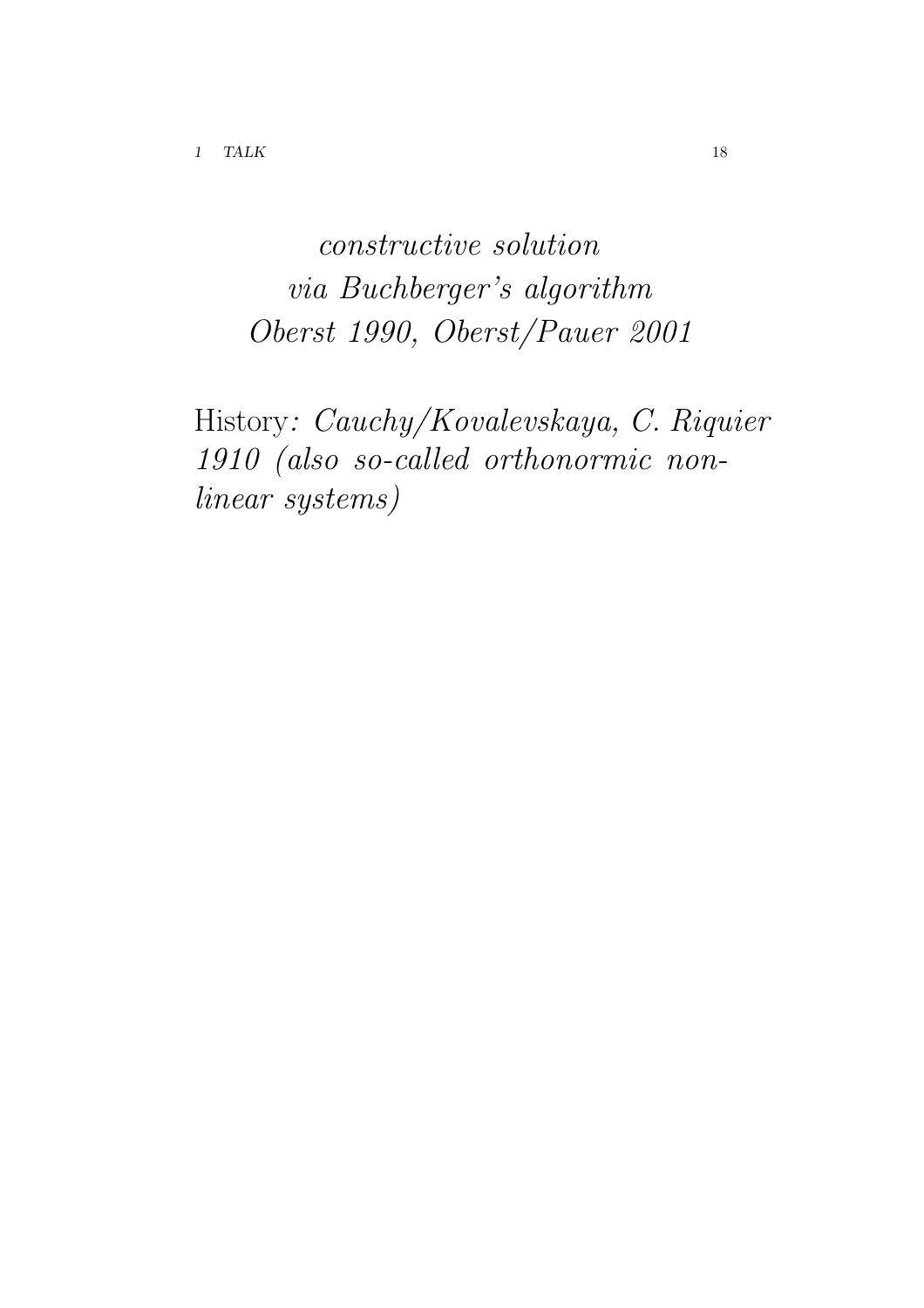*constructive solution*
*via Buchberger's algorithm*
*Oberst 1990, Oberst/Pauer 2001*

History*: Cauchy/Kovalevskaya, C. Riquier 1910 (also so-called orthonormic non-linear systems)*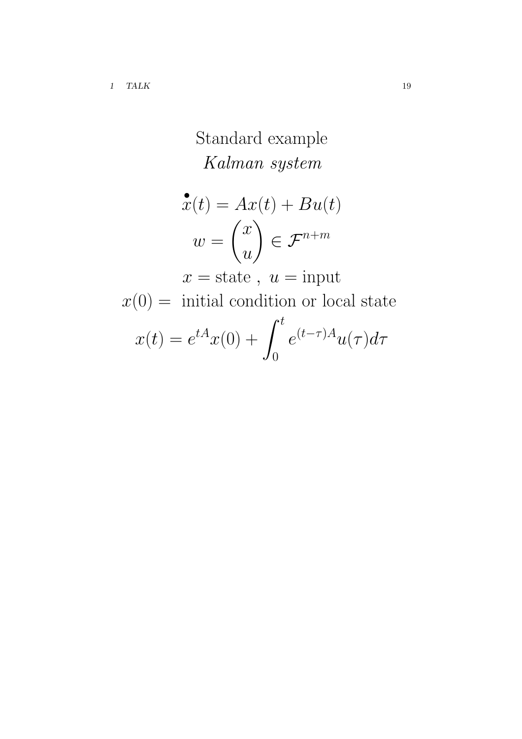# Standard example

*Kalman system*

$$\dot{x}(t) = Ax(t) + Bu(t)$$

$$w = \begin{pmatrix} x \\ u \end{pmatrix} \in \mathcal{F}^{n+m}$$

$x =$ state , $u =$ input

$x(0) =$ initial condition or local state

$$x(t) = e^{tA}x(0) + \int_0^t e^{(t-\tau)A} u(\tau) d\tau$$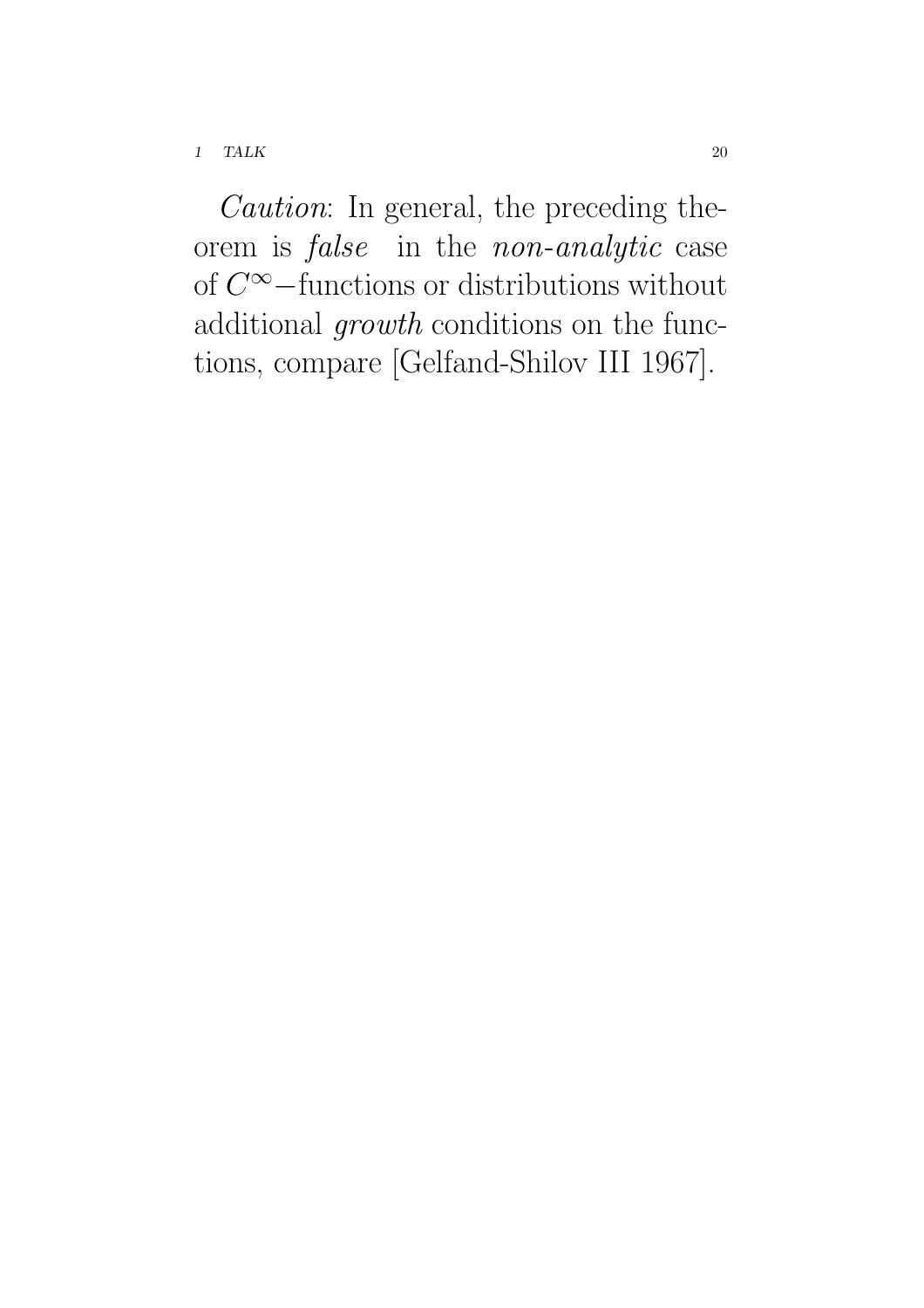*Caution*: In general, the preceding theorem is *false* in the *non-analytic* case of $C^\infty-$functions or distributions without additional *growth* conditions on the functions, compare [Gelfand-Shilov III 1967].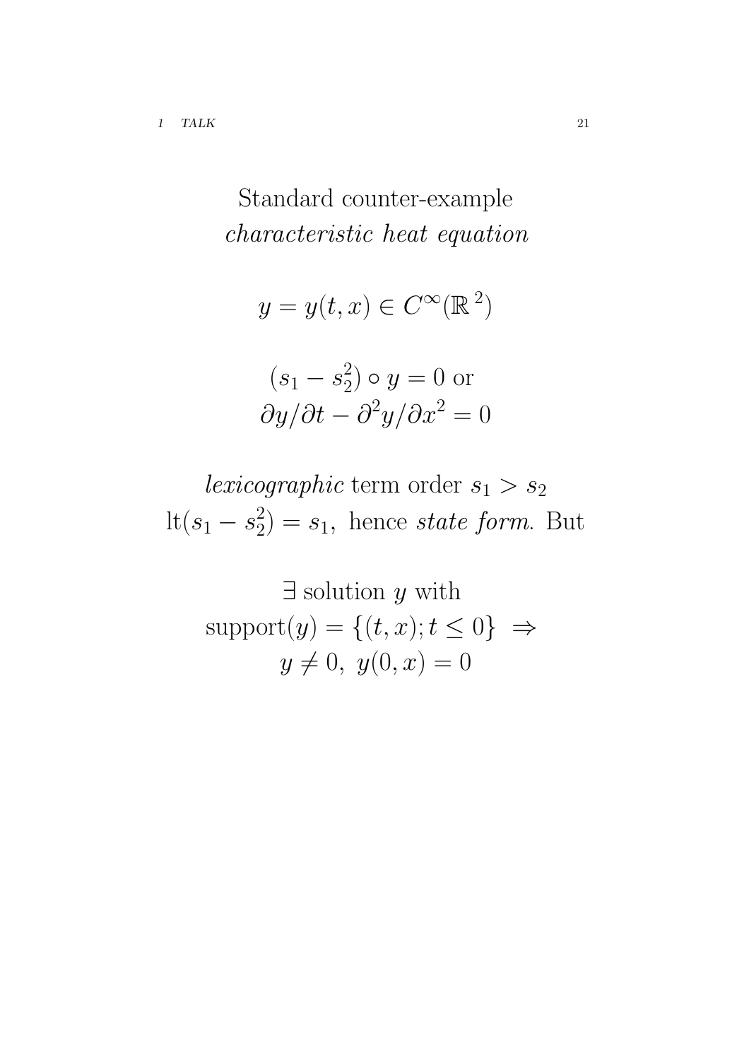## Standard counter-example *characteristic heat equation*

$$y = y(t,x) \in C^\infty(\mathbb{R}^2)$$

$$(s_1 - s_2^2) \circ y = 0 \text{ or}$$
$$\partial y/\partial t - \partial^2 y/\partial x^2 = 0$$

*lexicographic* term order $s_1 > s_2$
$\mathrm{lt}(s_1 - s_2^2) = s_1,$ hence *state form*. But

$\exists$ solution $y$ with
$\mathrm{support}(y) = \{(t,x); t \leq 0\} \;\Rightarrow$
$y \neq 0,\ y(0,x) = 0$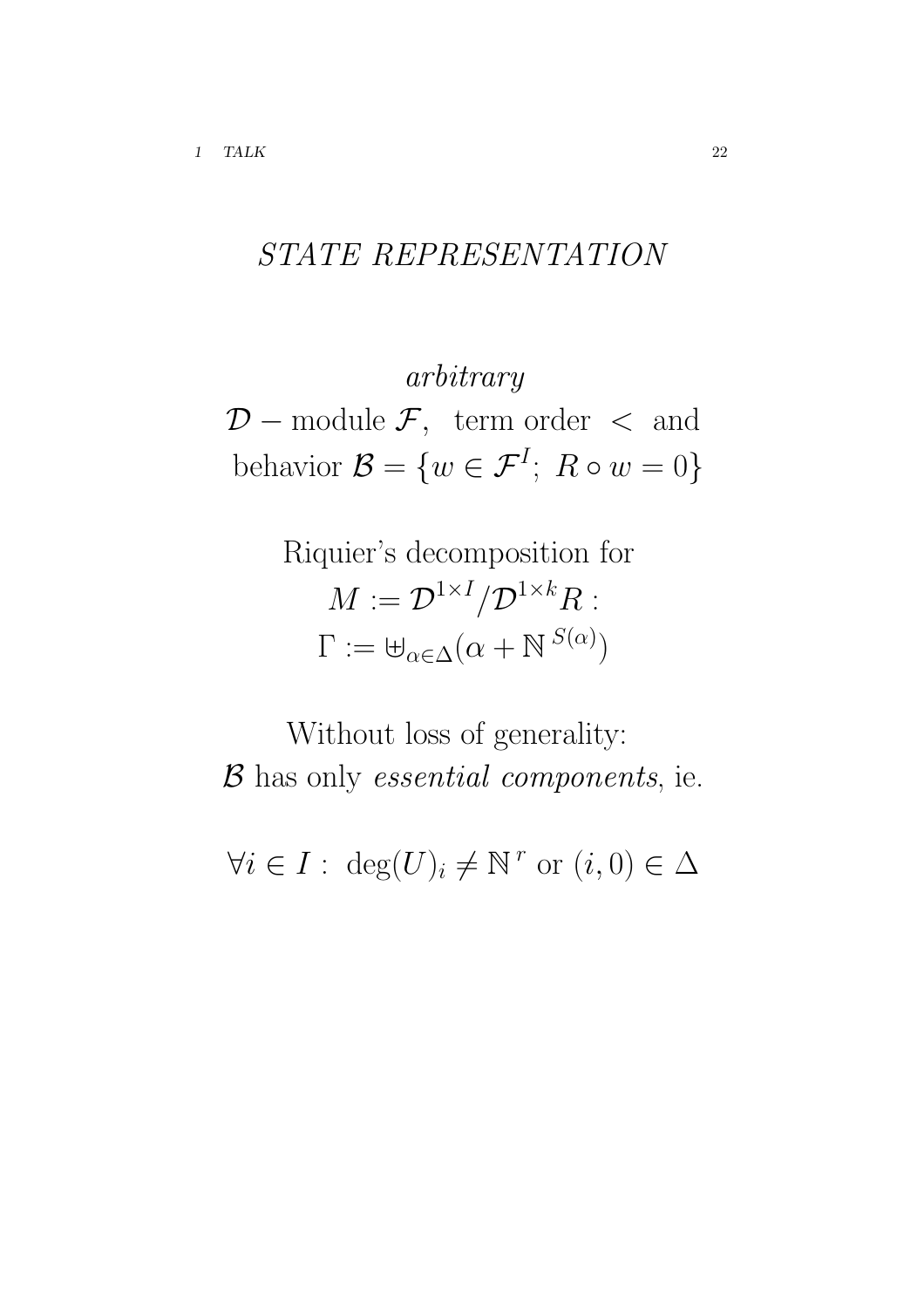# *STATE REPRESENTATION*

*arbitrary*

$\mathcal{D}-$ module $\mathcal{F}$, term order $<$ and behavior $\mathcal{B} = \{w \in \mathcal{F}^I;\ R \circ w = 0\}$

Riquier's decomposition for
$M := \mathcal{D}^{1\times I}/\mathcal{D}^{1\times k}R$ :
$\Gamma := \uplus_{\alpha\in\Delta}(\alpha + \mathbb{N}^{S(\alpha)})$

Without loss of generality:
$\mathcal{B}$ has only *essential components*, ie.

$\forall i \in I:\ \deg(U)_i \neq \mathbb{N}^r$ or $(i,0) \in \Delta$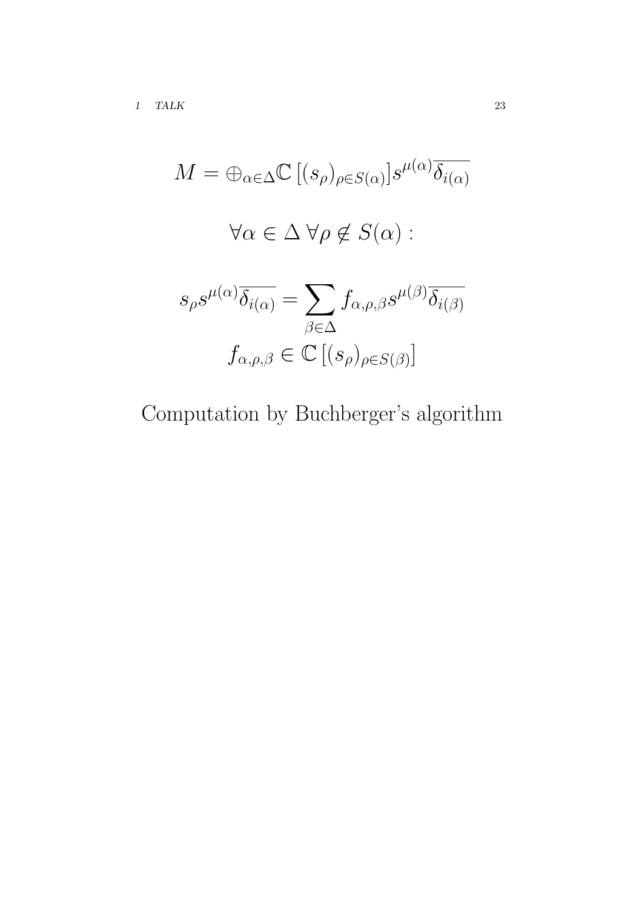$$M = \oplus_{\alpha \in \Delta} \mathbb{C}\left[(s_\rho)_{\rho \in S(\alpha)}\right] s^{\mu(\alpha)} \overline{\delta_{i(\alpha)}}$$

$$\forall \alpha \in \Delta \; \forall \rho \notin S(\alpha) :$$

$$s_\rho s^{\mu(\alpha)} \overline{\delta_{i(\alpha)}} = \sum_{\beta \in \Delta} f_{\alpha,\rho,\beta} s^{\mu(\beta)} \overline{\delta_{i(\beta)}}$$

$$f_{\alpha,\rho,\beta} \in \mathbb{C}\left[(s_\rho)_{\rho \in S(\beta)}\right]$$

Computation by Buchberger's algorithm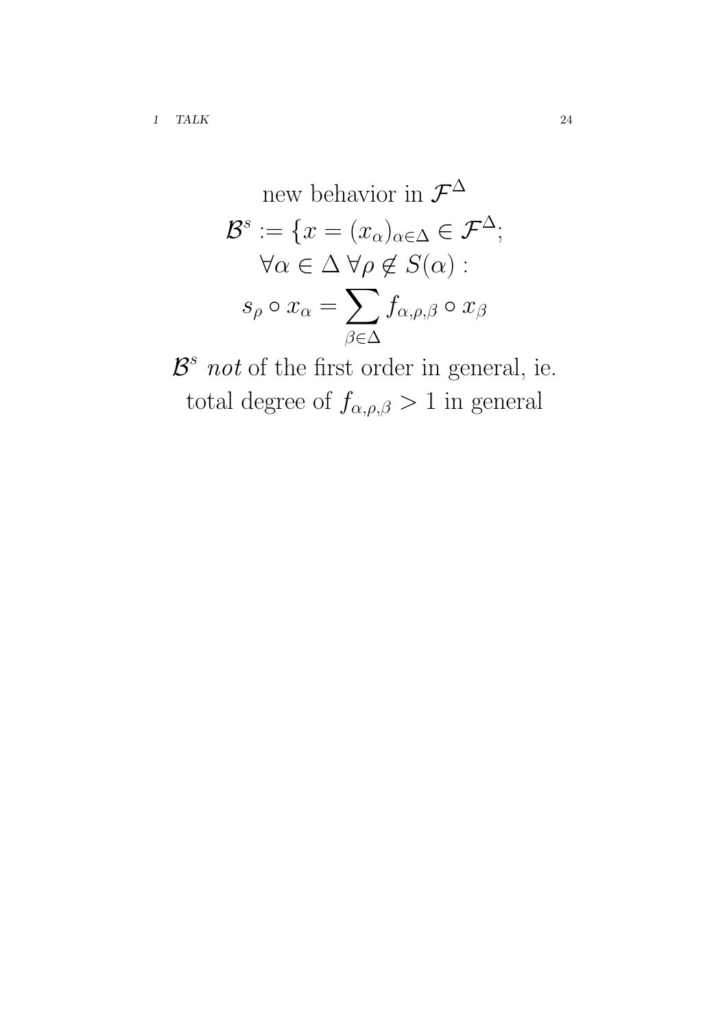new behavior in $\mathcal{F}^{\Delta}$

$$\mathcal{B}^s := \{x = (x_\alpha)_{\alpha \in \Delta} \in \mathcal{F}^{\Delta};$$
$$\forall \alpha \in \Delta \; \forall \rho \notin S(\alpha) :$$
$$s_\rho \circ x_\alpha = \sum_{\beta \in \Delta} f_{\alpha,\rho,\beta} \circ x_\beta$$

$\mathcal{B}^s$ *not* of the first order in general, ie. total degree of $f_{\alpha,\rho,\beta} > 1$ in general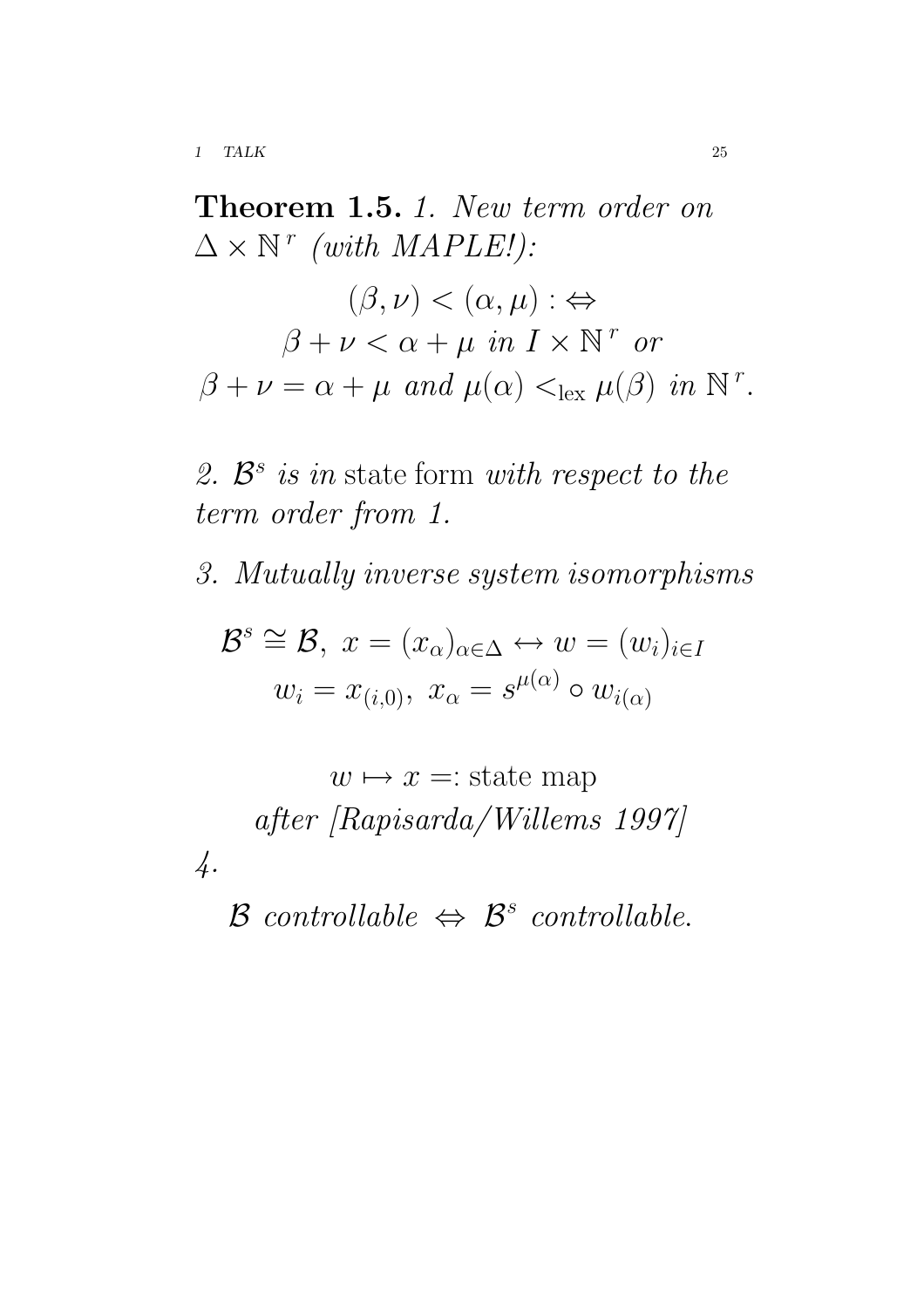**Theorem 1.5.** *1. New term order on $\Delta \times \mathbb{N}^r$ (with MAPLE!):*

$$(\beta, \nu) < (\alpha, \mu) :\Leftrightarrow$$
$$\beta + \nu < \alpha + \mu \text{ in } I \times \mathbb{N}^r \text{ or}$$
$$\beta + \nu = \alpha + \mu \text{ and } \mu(\alpha) <_{\text{lex}} \mu(\beta) \text{ in } \mathbb{N}^r.$$

*2. $\mathcal{B}^s$ is in* state form *with respect to the term order from 1.*

*3. Mutually inverse system isomorphisms*

$$\mathcal{B}^s \cong \mathcal{B},\ x = (x_\alpha)_{\alpha \in \Delta} \leftrightarrow w = (w_i)_{i \in I}$$
$$w_i = x_{(i,0)},\ x_\alpha = s^{\mu(\alpha)} \circ w_{i(\alpha)}$$

$$w \mapsto x =: \text{state map}$$

*after [Rapisarda/Willems 1997]*

*4.*

$$\mathcal{B} \textit{ controllable } \Leftrightarrow \mathcal{B}^s \textit{ controllable.}$$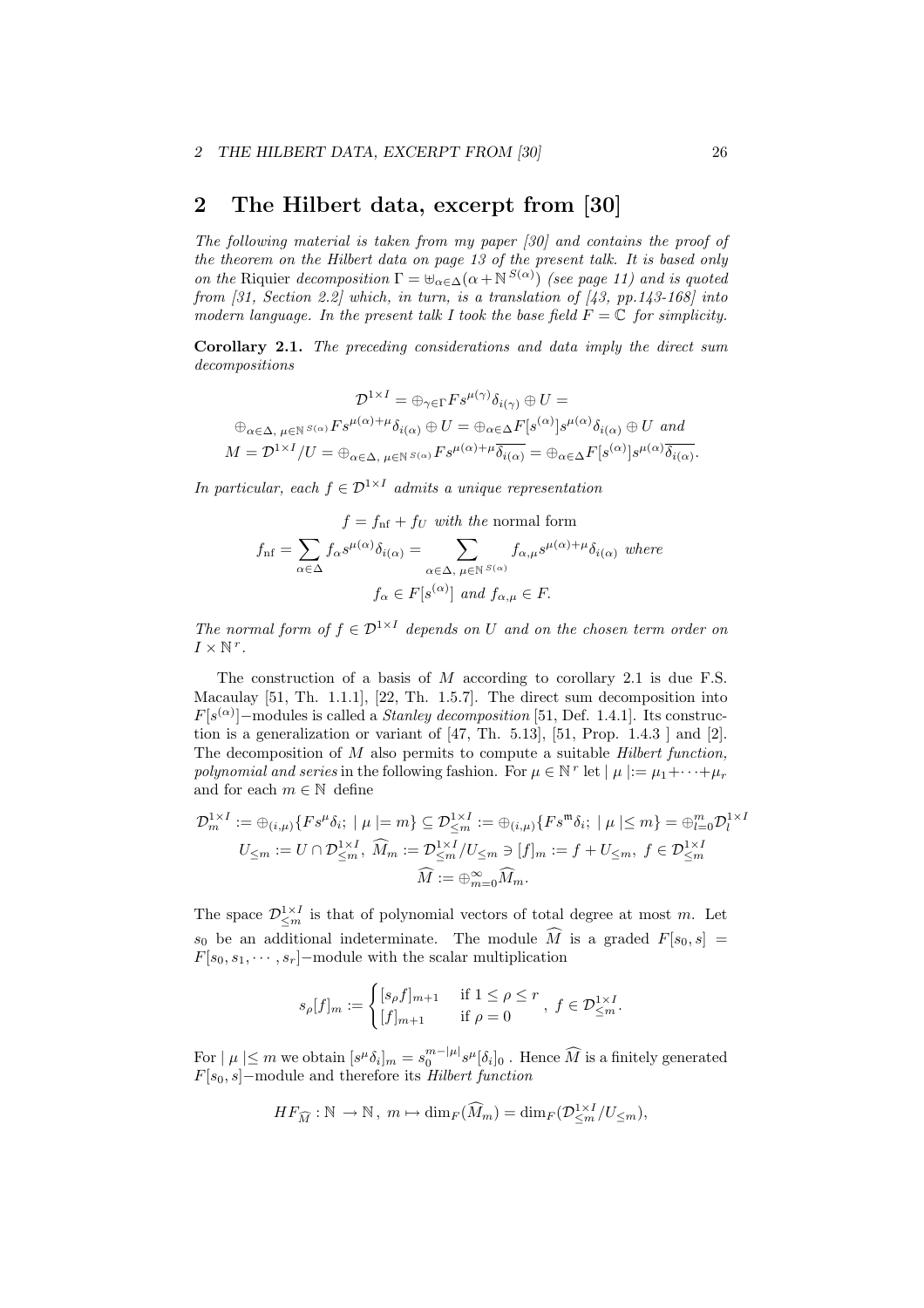## 2 The Hilbert data, excerpt from [30]

*The following material is taken from my paper [30] and contains the proof of the theorem on the Hilbert data on page 13 of the present talk. It is based only on the* Riquier *decomposition* $\Gamma = \uplus_{\alpha\in\Delta}(\alpha + \mathbb{N}^{S(\alpha)})$ *(see page 11) and is quoted from [31, Section 2.2] which, in turn, is a translation of [43, pp.143-168] into modern language. In the present talk I took the base field* $F = \mathbb{C}$ *for simplicity.*

**Corollary 2.1.** *The preceding considerations and data imply the direct sum decompositions*

$$\mathcal{D}^{1\times I} = \oplus_{\gamma\in\Gamma} F s^{\mu(\gamma)}\delta_{i(\gamma)} \oplus U =$$
$$\oplus_{\alpha\in\Delta,\ \mu\in\mathbb{N}^{S(\alpha)}} F s^{\mu(\alpha)+\mu}\delta_{i(\alpha)} \oplus U = \oplus_{\alpha\in\Delta} F[s^{(\alpha)}] s^{\mu(\alpha)}\delta_{i(\alpha)} \oplus U \ \text{ and}$$
$$M = \mathcal{D}^{1\times I}/U = \oplus_{\alpha\in\Delta,\ \mu\in\mathbb{N}^{S(\alpha)}} F s^{\mu(\alpha)+\mu}\overline{\delta_{i(\alpha)}} = \oplus_{\alpha\in\Delta} F[s^{(\alpha)}] s^{\mu(\alpha)}\overline{\delta_{i(\alpha)}}.$$

*In particular, each* $f \in \mathcal{D}^{1\times I}$ *admits a unique representation*

$$f = f_{\rm nf} + f_U \ \text{ with the normal form}$$
$$f_{\rm nf} = \sum_{\alpha\in\Delta} f_\alpha s^{\mu(\alpha)}\delta_{i(\alpha)} = \sum_{\alpha\in\Delta,\ \mu\in\mathbb{N}^{S(\alpha)}} f_{\alpha,\mu} s^{\mu(\alpha)+\mu}\delta_{i(\alpha)} \ \text{ where}$$
$$f_\alpha \in F[s^{(\alpha)}] \ \text{ and } f_{\alpha,\mu} \in F.$$

*The normal form of* $f \in \mathcal{D}^{1\times I}$ *depends on* $U$ *and on the chosen term order on* $I \times \mathbb{N}^r$.

The construction of a basis of $M$ according to corollary 2.1 is due F.S. Macaulay [51, Th. 1.1.1], [22, Th. 1.5.7]. The direct sum decomposition into $F[s^{(\alpha)}]-$modules is called a *Stanley decomposition* [51, Def. 1.4.1]. Its construction is a generalization or variant of [47, Th. 5.13], [51, Prop. 1.4.3 ] and [2]. The decomposition of $M$ also permits to compute a suitable *Hilbert function, polynomial and series* in the following fashion. For $\mu \in \mathbb{N}^r$ let $|\ \mu\ | := \mu_1 + \cdots + \mu_r$ and for each $m \in \mathbb{N}$ define

$$\mathcal{D}^{1\times I}_m := \oplus_{(i,\mu)}\{F s^\mu\delta_i;\ |\ \mu\ | = m\} \subseteq \mathcal{D}^{1\times I}_{\le m} := \oplus_{(i,\mu)}\{F s^{\mathsf{m}}\delta_i;\ |\ \mu\ | \le m\} = \oplus_{l=0}^m \mathcal{D}^{1\times I}_l$$
$$U_{\le m} := U \cap \mathcal{D}^{1\times I}_{\le m},\ \widehat{M}_m := \mathcal{D}^{1\times I}_{\le m}/U_{\le m} \ni [f]_m := f + U_{\le m},\ f \in \mathcal{D}^{1\times I}_{\le m}$$
$$\widehat{M} := \oplus_{m=0}^\infty \widehat{M}_m.$$

The space $\mathcal{D}^{1\times I}_{\le m}$ is that of polynomial vectors of total degree at most $m$. Let $s_0$ be an additional indeterminate. The module $\widehat{M}$ is a graded $F[s_0, s] = F[s_0, s_1, \cdots, s_r]-$module with the scalar multiplication

$$s_\rho[f]_m := \begin{cases} [s_\rho f]_{m+1} & \text{if } 1 \le \rho \le r \\ [f]_{m+1} & \text{if } \rho = 0 \end{cases},\ f \in \mathcal{D}^{1\times I}_{\le m}.$$

For $|\ \mu\ | \le m$ we obtain $[s^\mu\delta_i]_m = s_0^{m-|\mu|} s^\mu[\delta_i]_0$ . Hence $\widehat{M}$ is a finitely generated $F[s_0, s]-$module and therefore its *Hilbert function*

$$HF_{\widehat{M}} : \mathbb{N} \to \mathbb{N},\ m \mapsto \dim_F(\widehat{M}_m) = \dim_F(\mathcal{D}^{1\times I}_{\le m}/U_{\le m}),$$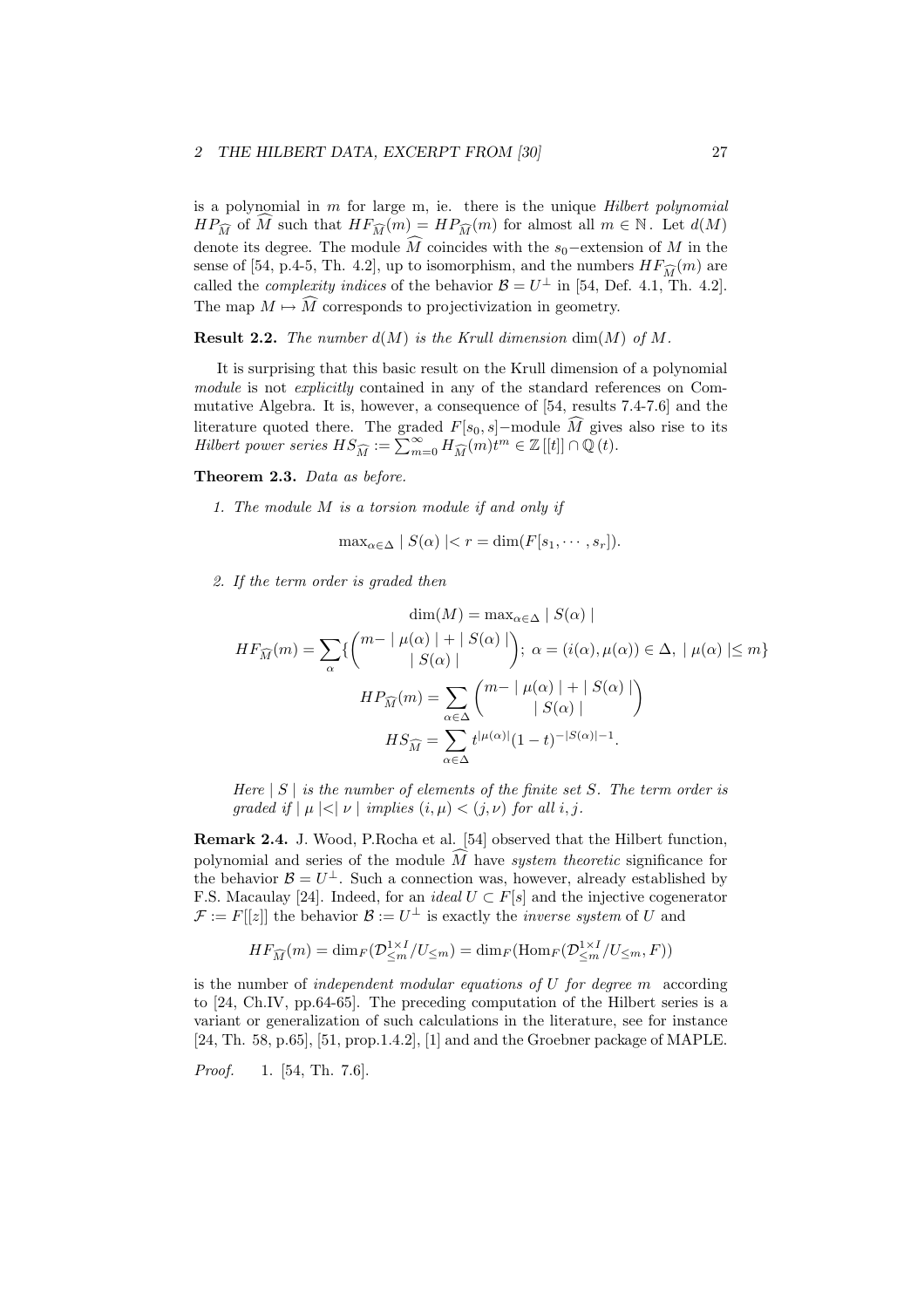is a polynomial in $m$ for large m, ie. there is the unique *Hilbert polynomial* $HP_{\widehat{M}}$ of $\widehat{M}$ such that $HF_{\widehat{M}}(m) = HP_{\widehat{M}}(m)$ for almost all $m \in \mathbb{N}$. Let $d(M)$ denote its degree. The module $\widehat{M}$ coincides with the $s_0-$extension of $M$ in the sense of [54, p.4-5, Th. 4.2], up to isomorphism, and the numbers $HF_{\widehat{M}}(m)$ are called the *complexity indices* of the behavior $\mathcal{B} = U^{\perp}$ in [54, Def. 4.1, Th. 4.2]. The map $M \mapsto \widehat{M}$ corresponds to projectivization in geometry.

**Result 2.2.** *The number $d(M)$ is the Krull dimension $\dim(M)$ of $M$.*

It is surprising that this basic result on the Krull dimension of a polynomial *module* is not *explicitly* contained in any of the standard references on Commutative Algebra. It is, however, a consequence of [54, results 7.4-7.6] and the literature quoted there. The graded $F[s_0, s]-$module $\widehat{M}$ gives also rise to its *Hilbert power series* $HS_{\widehat{M}} := \sum_{m=0}^{\infty} H_{\widehat{M}}(m)t^m \in \mathbb{Z}[[t]] \cap \mathbb{Q}(t)$.

**Theorem 2.3.** *Data as before.*

1. *The module $M$ is a torsion module if and only if*

$$\max_{\alpha\in\Delta} \mid S(\alpha) \mid < r = \dim(F[s_1, \cdots, s_r]).$$

2. *If the term order is graded then*

$$\dim(M) = \max_{\alpha\in\Delta} \mid S(\alpha) \mid$$

$$HF_{\widehat{M}}(m) = \sum_{\alpha} \{ \binom{m- \mid \mu(\alpha) \mid + \mid S(\alpha) \mid}{\mid S(\alpha) \mid};\ \alpha = (i(\alpha), \mu(\alpha)) \in \Delta,\ \mid \mu(\alpha) \mid \leq m \}$$

$$HP_{\widehat{M}}(m) = \sum_{\alpha\in\Delta} \binom{m- \mid \mu(\alpha) \mid + \mid S(\alpha) \mid}{\mid S(\alpha) \mid}$$

$$HS_{\widehat{M}} = \sum_{\alpha\in\Delta} t^{|\mu(\alpha)|}(1-t)^{-|S(\alpha)|-1}.$$

*Here $\mid S \mid$ is the number of elements of the finite set $S$. The term order is graded if $\mid \mu \mid < \mid \nu \mid$ implies $(i, \mu) < (j, \nu)$ for all $i, j$.*

**Remark 2.4.** J. Wood, P.Rocha et al. [54] observed that the Hilbert function, polynomial and series of the module $\widehat{M}$ have *system theoretic* significance for the behavior $\mathcal{B} = U^{\perp}$. Such a connection was, however, already established by F.S. Macaulay [24]. Indeed, for an *ideal* $U \subset F[s]$ and the injective cogenerator $\mathcal{F} := F[[z]]$ the behavior $\mathcal{B} := U^{\perp}$ is exactly the *inverse system* of $U$ and

$$HF_{\widehat{M}}(m) = \dim_F(\mathcal{D}^{1\times I}_{\leq m}/U_{\leq m}) = \dim_F(\mathrm{Hom}_F(\mathcal{D}^{1\times I}_{\leq m}/U_{\leq m}, F))$$

is the number of *independent modular equations of $U$ for degree $m$* according to [24, Ch.IV, pp.64-65]. The preceding computation of the Hilbert series is a variant or generalization of such calculations in the literature, see for instance [24, Th. 58, p.65], [51, prop.1.4.2], [1] and and the Groebner package of MAPLE.

*Proof.* 1. [54, Th. 7.6].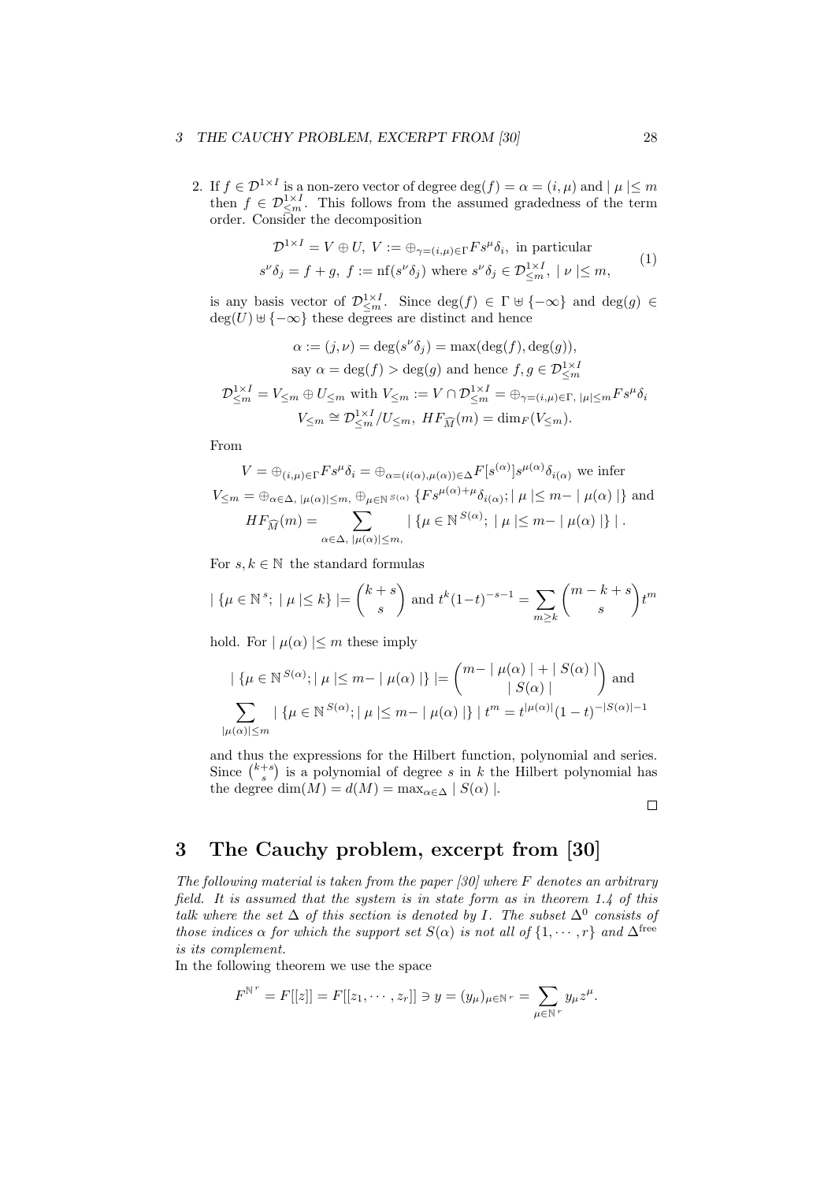2. If $f \in \mathcal{D}^{1\times I}$ is a non-zero vector of degree $\deg(f) = \alpha = (i,\mu)$ and $|\mu| \leq m$ then $f \in \mathcal{D}^{1\times I}_{\leq m}$. This follows from the assumed gradedness of the term order. Consider the decomposition

$$
\begin{aligned}
&\mathcal{D}^{1\times I} = V \oplus U,\ V := \oplus_{\gamma=(i,\mu)\in\Gamma} F s^\mu \delta_i, \text{ in particular} \\
&s^\nu \delta_j = f + g,\ f := \mathrm{nf}(s^\nu \delta_j) \text{ where } s^\nu\delta_j \in \mathcal{D}^{1\times I}_{\leq m},\ |\nu| \leq m,
\end{aligned}
\tag{1}
$$

is any basis vector of $\mathcal{D}^{1\times I}_{\leq m}$. Since $\deg(f) \in \Gamma \uplus \{-\infty\}$ and $\deg(g) \in \deg(U) \uplus \{-\infty\}$ these degrees are distinct and hence

$$
\begin{aligned}
&\alpha := (j,\nu) = \deg(s^\nu\delta_j) = \max(\deg(f), \deg(g)), \\
&\text{say } \alpha = \deg(f) > \deg(g) \text{ and hence } f, g \in \mathcal{D}^{1\times I}_{\leq m} \\
&\mathcal{D}^{1\times I}_{\leq m} = V_{\leq m} \oplus U_{\leq m} \text{ with } V_{\leq m} := V \cap \mathcal{D}^{1\times I}_{\leq m} = \oplus_{\gamma=(i,\mu)\in\Gamma,\ |\mu|\leq m} F s^\mu \delta_i \\
&V_{\leq m} \cong \mathcal{D}^{1\times I}_{\leq m}/U_{\leq m},\ HF_{\widehat{M}}(m) = \dim_F(V_{\leq m}).
\end{aligned}
$$

From

$$
\begin{aligned}
&V = \oplus_{(i,\mu)\in\Gamma} F s^\mu \delta_i = \oplus_{\alpha=(i(\alpha),\mu(\alpha))\in\Delta} F[s^{(\alpha)}] s^{\mu(\alpha)} \delta_{i(\alpha)} \text{ we infer} \\
&V_{\leq m} = \oplus_{\alpha\in\Delta,\ |\mu(\alpha)|\leq m,}\ \oplus_{\mu\in\mathbb{N}^{S(\alpha)}} \{F s^{\mu(\alpha)+\mu}\delta_{i(\alpha)};\ |\mu| \leq m - |\mu(\alpha)|\} \text{ and} \\
&HF_{\widehat{M}}(m) = \sum_{\alpha\in\Delta,\ |\mu(\alpha)|\leq m,} |\{\mu \in \mathbb{N}^{S(\alpha)};\ |\mu| \leq m - |\mu(\alpha)|\}|.
\end{aligned}
$$

For $s, k \in \mathbb{N}$ the standard formulas

$$
|\{\mu \in \mathbb{N}^s;\ |\mu| \leq k\}| = \binom{k+s}{s} \text{ and } t^k(1-t)^{-s-1} = \sum_{m\geq k} \binom{m-k+s}{s} t^m
$$

hold. For $|\mu(\alpha)| \leq m$ these imply

$$
\begin{aligned}
&|\{\mu \in \mathbb{N}^{S(\alpha)};\ |\mu| \leq m - |\mu(\alpha)|\}| = \binom{m - |\mu(\alpha)| + |S(\alpha)|}{|S(\alpha)|} \text{ and} \\
&\sum_{|\mu(\alpha)|\leq m} |\{\mu \in \mathbb{N}^{S(\alpha)};\ |\mu| \leq m - |\mu(\alpha)|\}|\ t^m = t^{|\mu(\alpha)|}(1-t)^{-|S(\alpha)|-1}
\end{aligned}
$$

and thus the expressions for the Hilbert function, polynomial and series. Since $\binom{k+s}{s}$ is a polynomial of degree $s$ in $k$ the Hilbert polynomial has the degree $\dim(M) = d(M) = \max_{\alpha\in\Delta} |S(\alpha)|$.

□

# 3 The Cauchy problem, excerpt from [30]

*The following material is taken from the paper [30] where $F$ denotes an arbitrary field. It is assumed that the system is in state form as in theorem 1.4 of this talk where the set $\Delta$ of this section is denoted by $I$. The subset $\Delta^0$ consists of those indices $\alpha$ for which the support set $S(\alpha)$ is not all of $\{1,\cdots,r\}$ and $\Delta^{\text{free}}$ is its complement.*

In the following theorem we use the space

$$
F^{\mathbb{N}^r} = F[[z]] = F[[z_1,\cdots,z_r]] \ni y = (y_\mu)_{\mu\in\mathbb{N}^r} = \sum_{\mu\in\mathbb{N}^r} y_\mu z^\mu.
$$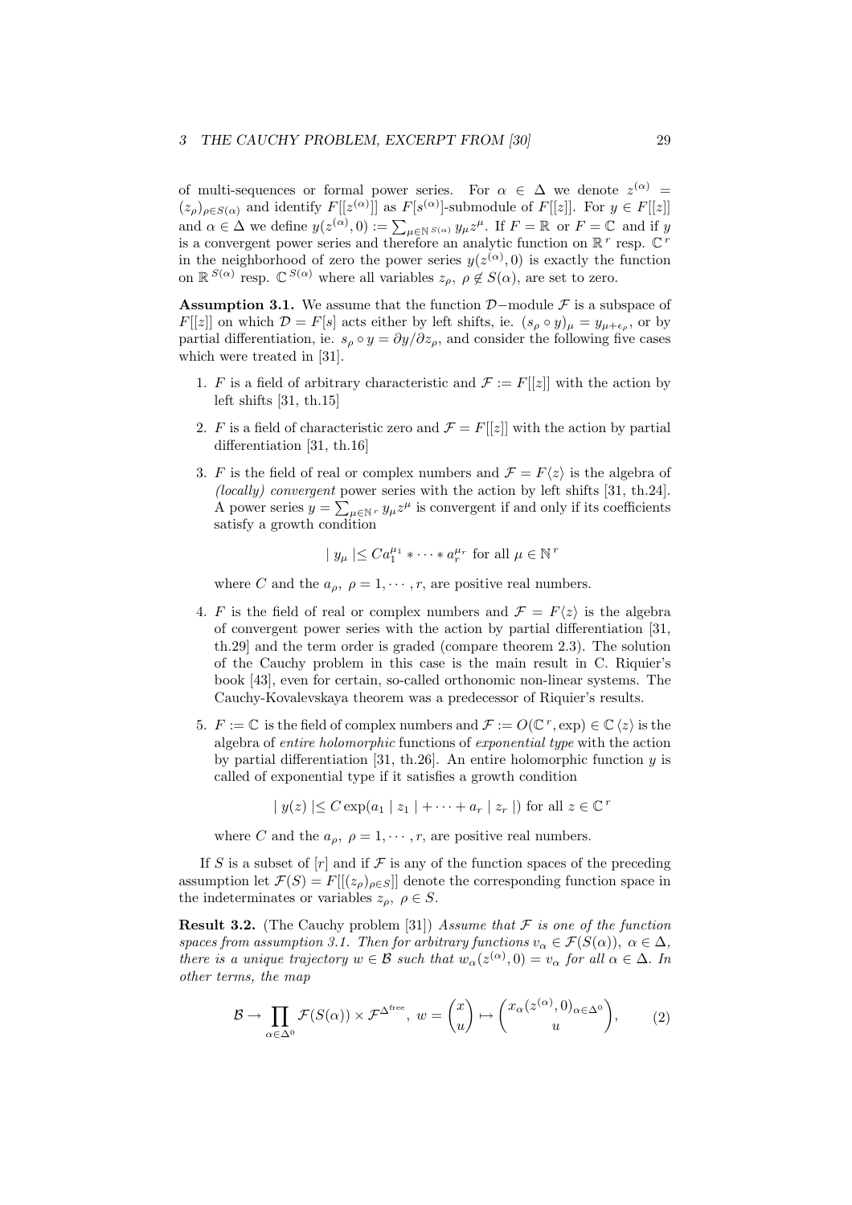of multi-sequences or formal power series. For $\alpha \in \Delta$ we denote $z^{(\alpha)} = (z_\rho)_{\rho \in S(\alpha)}$ and identify $F[[z^{(\alpha)}]]$ as $F[s^{(\alpha)}]$-submodule of $F[[z]]$. For $y \in F[[z]]$ and $\alpha \in \Delta$ we define $y(z^{(\alpha)}, 0) := \sum_{\mu \in \mathbb{N}^{S(\alpha)}} y_\mu z^\mu$. If $F = \mathbb{R}$ or $F = \mathbb{C}$ and if $y$ is a convergent power series and therefore an analytic function on $\mathbb{R}^r$ resp. $\mathbb{C}^r$ in the neighborhood of zero the power series $y(z^{(\alpha)}, 0)$ is exactly the function on $\mathbb{R}^{S(\alpha)}$ resp. $\mathbb{C}^{S(\alpha)}$ where all variables $z_\rho,\ \rho \notin S(\alpha)$, are set to zero.

**Assumption 3.1.** We assume that the function $\mathcal{D}-$module $\mathcal{F}$ is a subspace of $F[[z]]$ on which $\mathcal{D} = F[s]$ acts either by left shifts, ie. $(s_\rho \circ y)_\mu = y_{\mu+\epsilon_\rho}$, or by partial differentiation, ie. $s_\rho \circ y = \partial y / \partial z_\rho$, and consider the following five cases which were treated in [31].

1. $F$ is a field of arbitrary characteristic and $\mathcal{F} := F[[z]]$ with the action by left shifts [31, th.15]
2. $F$ is a field of characteristic zero and $\mathcal{F} = F[[z]]$ with the action by partial differentiation [31, th.16]
3. $F$ is the field of real or complex numbers and $\mathcal{F} = F\langle z \rangle$ is the algebra of *(locally) convergent* power series with the action by left shifts [31, th.24]. A power series $y = \sum_{\mu \in \mathbb{N}^r} y_\mu z^\mu$ is convergent if and only if its coefficients satisfy a growth condition

   $$| y_\mu | \leq C a_1^{\mu_1} * \cdots * a_r^{\mu_r} \text{ for all } \mu \in \mathbb{N}^r$$

   where $C$ and the $a_\rho,\ \rho = 1, \cdots, r$, are positive real numbers.
4. $F$ is the field of real or complex numbers and $\mathcal{F} = F\langle z \rangle$ is the algebra of convergent power series with the action by partial differentiation [31, th.29] and the term order is graded (compare theorem 2.3). The solution of the Cauchy problem in this case is the main result in C. Riquier's book [43], even for certain, so-called orthonomic non-linear systems. The Cauchy-Kovalevskaya theorem was a predecessor of Riquier's results.
5. $F := \mathbb{C}$ is the field of complex numbers and $\mathcal{F} := O(\mathbb{C}^r, \exp) \in \mathbb{C}\langle z \rangle$ is the algebra of *entire holomorphic* functions of *exponential type* with the action by partial differentiation [31, th.26]. An entire holomorphic function $y$ is called of exponential type if it satisfies a growth condition

   $$| y(z) | \leq C \exp(a_1 \mid z_1 \mid + \cdots + a_r \mid z_r \mid) \text{ for all } z \in \mathbb{C}^r$$

   where $C$ and the $a_\rho,\ \rho = 1, \cdots, r$, are positive real numbers.

If $S$ is a subset of $[r]$ and if $\mathcal{F}$ is any of the function spaces of the preceding assumption let $\mathcal{F}(S) = F[[(z_\rho)_{\rho \in S}]]$ denote the corresponding function space in the indeterminates or variables $z_\rho,\ \rho \in S$.

**Result 3.2.** (The Cauchy problem [31]) *Assume that $\mathcal{F}$ is one of the function spaces from assumption 3.1. Then for arbitrary functions $v_\alpha \in \mathcal{F}(S(\alpha)),\ \alpha \in \Delta$, there is a unique trajectory $w \in \mathcal{B}$ such that $w_\alpha(z^{(\alpha)}, 0) = v_\alpha$ for all $\alpha \in \Delta$. In other terms, the map*

$$\mathcal{B} \to \prod_{\alpha \in \Delta^0} \mathcal{F}(S(\alpha)) \times \mathcal{F}^{\Delta^{\text{free}}},\ w = \begin{pmatrix} x \\ u \end{pmatrix} \mapsto \begin{pmatrix} x_\alpha(z^{(\alpha)}, 0)_{\alpha \in \Delta^0} \\ u \end{pmatrix}, \tag{2}$$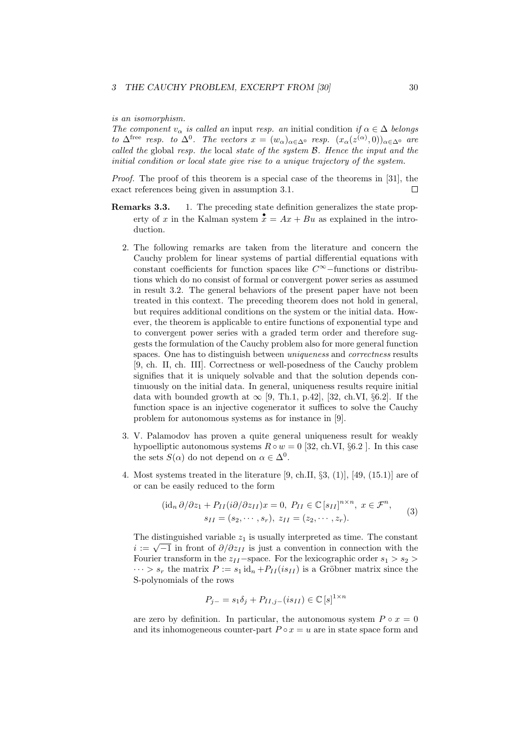*is an isomorphism.*

*The component $v_\alpha$ is called an* input *resp. an* initial condition *if $\alpha \in \Delta$ belongs to $\Delta^{\text{free}}$ resp. to $\Delta^0$. The vectors $x = (w_\alpha)_{\alpha\in\Delta^0}$ resp. $(x_\alpha(z^{(\alpha)}, 0))_{\alpha\in\Delta^0}$ are called the* global *resp. the* local *state of the system $\mathcal{B}$. Hence the input and the initial condition or local state give rise to a unique trajectory of the system.*

*Proof.* The proof of this theorem is a special case of the theorems in [31], the exact references being given in assumption 3.1. □

**Remarks 3.3.**

1. The preceding state definition generalizes the state property of $x$ in the Kalman system $\overset{\bullet}{x} = Ax + Bu$ as explained in the introduction.

2. The following remarks are taken from the literature and concern the Cauchy problem for linear systems of partial differential equations with constant coefficients for function spaces like $C^\infty-$functions or distributions which do no consist of formal or convergent power series as assumed in result 3.2. The general behaviors of the present paper have not been treated in this context. The preceding theorem does not hold in general, but requires additional conditions on the system or the initial data. However, the theorem is applicable to entire functions of exponential type and to convergent power series with a graded term order and therefore suggests the formulation of the Cauchy problem also for more general function spaces. One has to distinguish between *uniqueness* and *correctness* results [9, ch. II, ch. III]. Correctness or well-posedness of the Cauchy problem signifies that it is uniquely solvable and that the solution depends continuously on the initial data. In general, uniqueness results require initial data with bounded growth at $\infty$ [9, Th.1, p.42], [32, ch.VI, §6.2]. If the function space is an injective cogenerator it suffices to solve the Cauchy problem for autonomous systems as for instance in [9].

3. V. Palamodov has proven a quite general uniqueness result for weakly hypoelliptic autonomous systems $R \circ w = 0$ [32, ch.VI, §6.2 ]. In this case the sets $S(\alpha)$ do not depend on $\alpha \in \Delta^0$.

4. Most systems treated in the literature [9, ch.II, §3, (1)], [49, (15.1)] are of or can be easily reduced to the form

$$(\mathrm{id}_n\, \partial/\partial z_1 + P_{II}(i\partial/\partial z_{II})x = 0,\ P_{II} \in \mathbb{C}\,[s_{II}]^{n\times n},\ x \in \mathcal{F}^n,$$
$$s_{II} = (s_2, \cdots, s_r),\ z_{II} = (z_2, \cdots, z_r). \tag{3}$$

The distinguished variable $z_1$ is usually interpreted as time. The constant $i := \sqrt{-1}$ in front of $\partial/\partial z_{II}$ is just a convention in connection with the Fourier transform in the $z_{II}-$space. For the lexicographic order $s_1 > s_2 > \cdots > s_r$ the matrix $P := s_1\,\mathrm{id}_n + P_{II}(is_{II})$ is a Gröbner matrix since the S-polynomials of the rows

$$P_{j-} = s_1\delta_j + P_{II,j-}(is_{II}) \in \mathbb{C}\,[s]^{1\times n}$$

are zero by definition. In particular, the autonomous system $P \circ x = 0$ and its inhomogeneous counter-part $P \circ x = u$ are in state space form and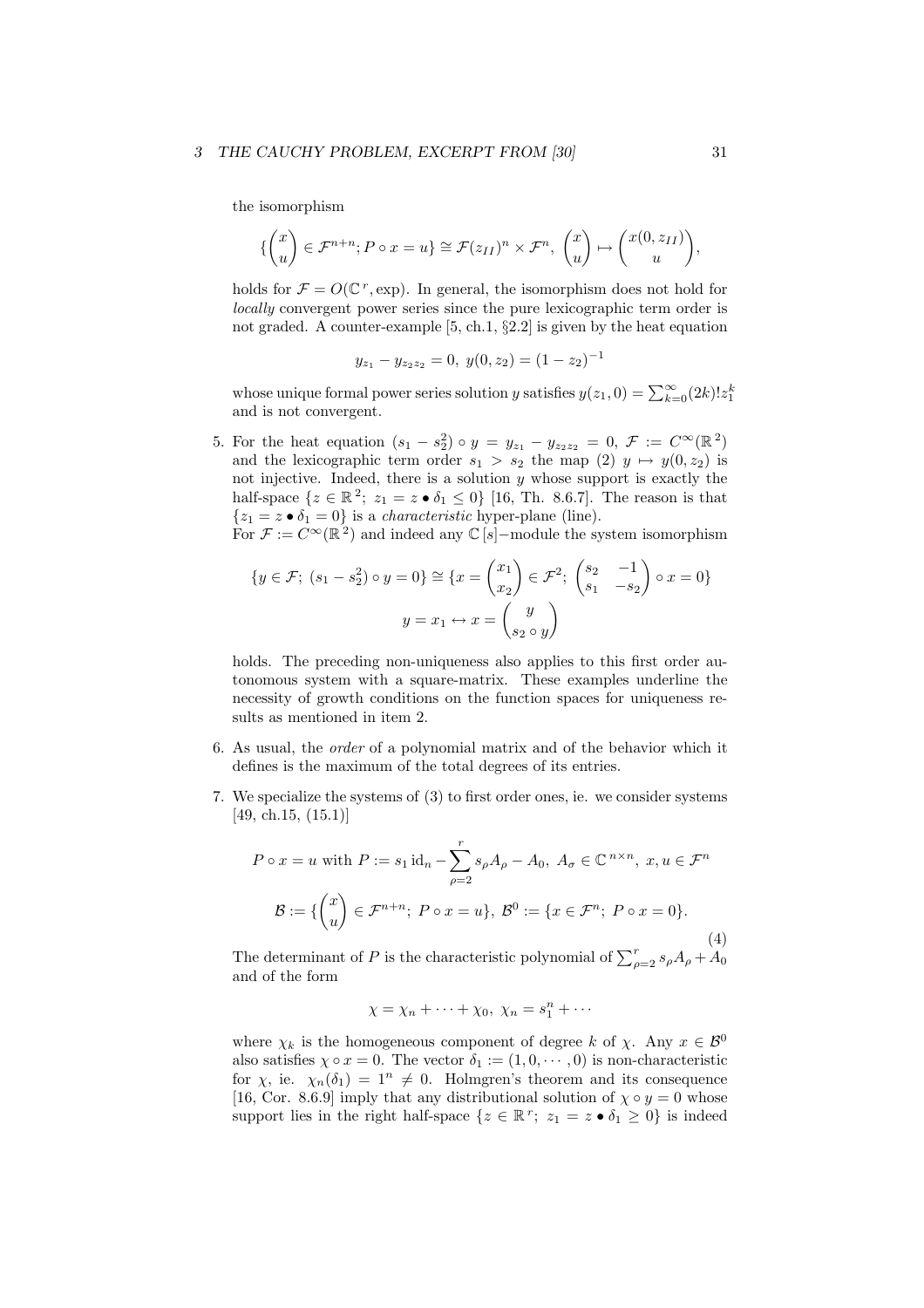the isomorphism

$$\{\begin{pmatrix} x \\ u \end{pmatrix} \in \mathcal{F}^{n+n};\, P \circ x = u\} \cong \mathcal{F}(z_{II})^n \times \mathcal{F}^n,\ \begin{pmatrix} x \\ u \end{pmatrix} \mapsto \begin{pmatrix} x(0, z_{II}) \\ u \end{pmatrix},$$

holds for $\mathcal{F} = O(\mathbb{C}^r, \exp)$. In general, the isomorphism does not hold for *locally* convergent power series since the pure lexicographic term order is not graded. A counter-example [5, ch.1, §2.2] is given by the heat equation

$$y_{z_1} - y_{z_2 z_2} = 0,\ y(0, z_2) = (1 - z_2)^{-1}$$

whose unique formal power series solution $y$ satisfies $y(z_1, 0) = \sum_{k=0}^{\infty} (2k)! z_1^k$ and is not convergent.

5. For the heat equation $(s_1 - s_2^2) \circ y = y_{z_1} - y_{z_2 z_2} = 0$, $\mathcal{F} := C^\infty(\mathbb{R}^2)$ and the lexicographic term order $s_1 > s_2$ the map (2) $y \mapsto y(0, z_2)$ is not injective. Indeed, there is a solution $y$ whose support is exactly the half-space $\{z \in \mathbb{R}^2;\ z_1 = z \bullet \delta_1 \leq 0\}$ [16, Th. 8.6.7]. The reason is that $\{z_1 = z \bullet \delta_1 = 0\}$ is a *characteristic* hyper-plane (line).
   For $\mathcal{F} := C^\infty(\mathbb{R}^2)$ and indeed any $\mathbb{C}[s]-$module the system isomorphism

$$\{y \in \mathcal{F};\ (s_1 - s_2^2) \circ y = 0\} \cong \{x = \begin{pmatrix} x_1 \\ x_2 \end{pmatrix} \in \mathcal{F}^2;\ \begin{pmatrix} s_2 & -1 \\ s_1 & -s_2 \end{pmatrix} \circ x = 0\}$$
$$y = x_1 \leftrightarrow x = \begin{pmatrix} y \\ s_2 \circ y \end{pmatrix}$$

   holds. The preceding non-uniqueness also applies to this first order autonomous system with a square-matrix. These examples underline the necessity of growth conditions on the function spaces for uniqueness results as mentioned in item 2.

6. As usual, the *order* of a polynomial matrix and of the behavior which it defines is the maximum of the total degrees of its entries.

7. We specialize the systems of (3) to first order ones, ie. we consider systems [49, ch.15, (15.1)]

$$P \circ x = u \text{ with } P := s_1 \operatorname{id}_n - \sum_{\rho=2}^{r} s_\rho A_\rho - A_0,\ A_\sigma \in \mathbb{C}^{n \times n},\ x, u \in \mathcal{F}^n$$
$$\mathcal{B} := \{\begin{pmatrix} x \\ u \end{pmatrix} \in \mathcal{F}^{n+n};\ P \circ x = u\},\ \mathcal{B}^0 := \{x \in \mathcal{F}^n;\ P \circ x = 0\}. \tag{4}$$

   The determinant of $P$ is the characteristic polynomial of $\sum_{\rho=2}^{r} s_\rho A_\rho + A_0$ and of the form

$$\chi = \chi_n + \cdots + \chi_0,\ \chi_n = s_1^n + \cdots$$

   where $\chi_k$ is the homogeneous component of degree $k$ of $\chi$. Any $x \in \mathcal{B}^0$ also satisfies $\chi \circ x = 0$. The vector $\delta_1 := (1, 0, \cdots, 0)$ is non-characteristic for $\chi$, ie. $\chi_n(\delta_1) = 1^n \neq 0$. Holmgren's theorem and its consequence [16, Cor. 8.6.9] imply that any distributional solution of $\chi \circ y = 0$ whose support lies in the right half-space $\{z \in \mathbb{R}^r;\ z_1 = z \bullet \delta_1 \geq 0\}$ is indeed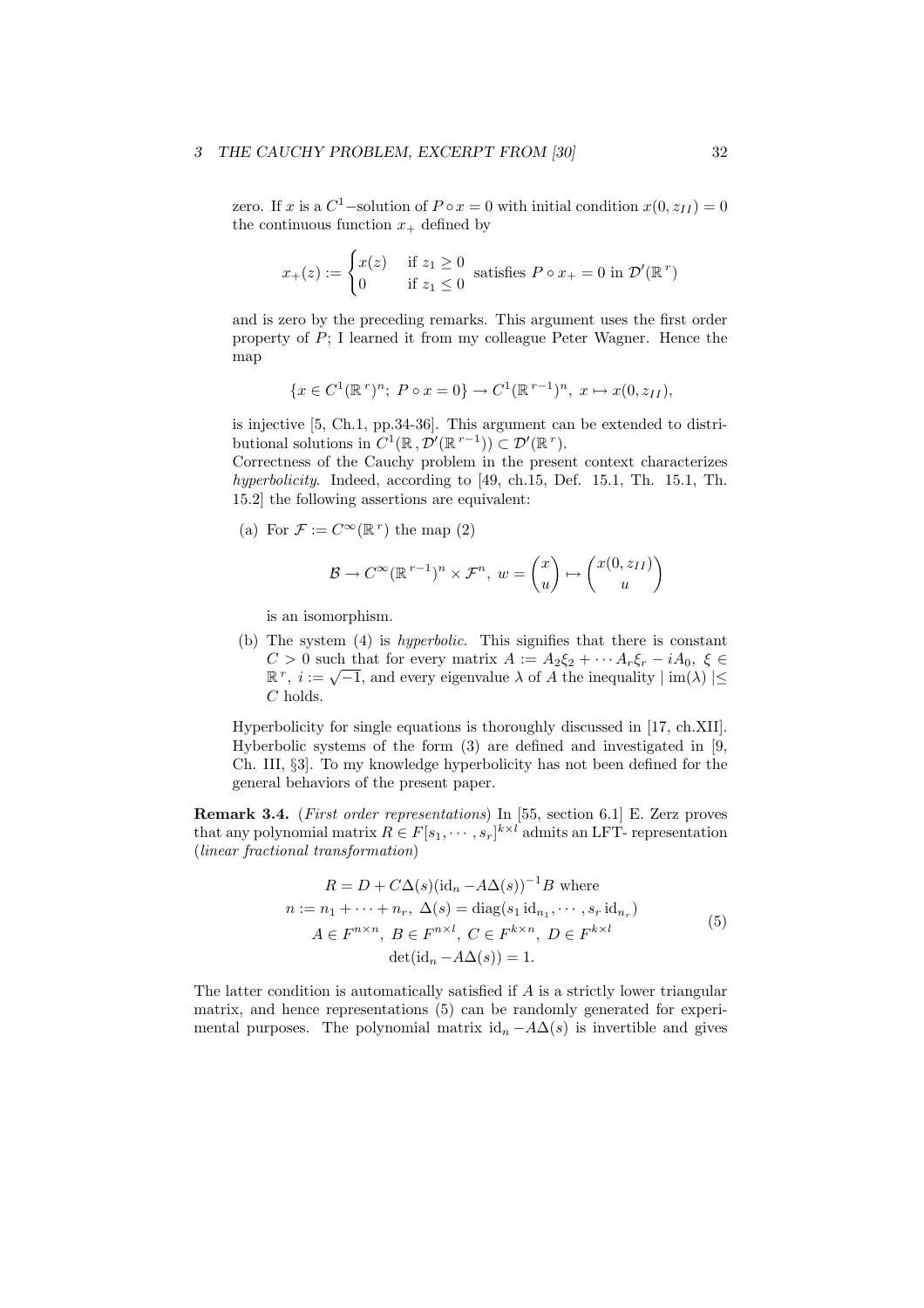zero. If $x$ is a $C^1$−solution of $P \circ x = 0$ with initial condition $x(0, z_{II}) = 0$ the continuous function $x_+$ defined by

$$x_+(z) := \begin{cases} x(z) & \text{if } z_1 \geq 0 \\ 0 & \text{if } z_1 \leq 0 \end{cases} \text{ satisfies } P \circ x_+ = 0 \text{ in } \mathcal{D}'(\mathbb{R}^r)$$

and is zero by the preceding remarks. This argument uses the first order property of $P$; I learned it from my colleague Peter Wagner. Hence the map

$$\{x \in C^1(\mathbb{R}^r)^n;\ P \circ x = 0\} \to C^1(\mathbb{R}^{r-1})^n,\ x \mapsto x(0, z_{II}),$$

is injective [5, Ch.1, pp.34-36]. This argument can be extended to distributional solutions in $C^1(\mathbb{R}, \mathcal{D}'(\mathbb{R}^{r-1})) \subset \mathcal{D}'(\mathbb{R}^r)$.
Correctness of the Cauchy problem in the present context characterizes *hyperbolicity*. Indeed, according to [49, ch.15, Def. 15.1, Th. 15.1, Th. 15.2] the following assertions are equivalent:

(a) For $\mathcal{F} := C^\infty(\mathbb{R}^r)$ the map (2)

$$\mathcal{B} \to C^\infty(\mathbb{R}^{r-1})^n \times \mathcal{F}^n,\ w = \begin{pmatrix} x \\ u \end{pmatrix} \mapsto \begin{pmatrix} x(0, z_{II}) \\ u \end{pmatrix}$$

is an isomorphism.

(b) The system (4) is *hyperbolic*. This signifies that there is constant $C > 0$ such that for every matrix $A := A_2\xi_2 + \cdots A_r\xi_r - iA_0,\ \xi \in \mathbb{R}^r,\ i := \sqrt{-1}$, and every eigenvalue $\lambda$ of $A$ the inequality $|\operatorname{im}(\lambda)| \leq C$ holds.

Hyperbolicity for single equations is thoroughly discussed in [17, ch.XII]. Hyberbolic systems of the form (3) are defined and investigated in [9, Ch. III, §3]. To my knowledge hyperbolicity has not been defined for the general behaviors of the present paper.

**Remark 3.4.** (*First order representations*) In [55, section 6.1] E. Zerz proves that any polynomial matrix $R \in F[s_1, \cdots, s_r]^{k \times l}$ admits an LFT- representation (*linear fractional transformation*)

$$\begin{gathered} R = D + C\Delta(s)(\mathrm{id}_n - A\Delta(s))^{-1}B \text{ where} \\ n := n_1 + \cdots + n_r,\ \Delta(s) = \operatorname{diag}(s_1 \mathrm{id}_{n_1}, \cdots, s_r \mathrm{id}_{n_r}) \\ A \in F^{n \times n},\ B \in F^{n \times l},\ C \in F^{k \times n},\ D \in F^{k \times l} \\ \det(\mathrm{id}_n - A\Delta(s)) = 1. \end{gathered} \tag{5}$$

The latter condition is automatically satisfied if $A$ is a strictly lower triangular matrix, and hence representations (5) can be randomly generated for experimental purposes. The polynomial matrix $\mathrm{id}_n - A\Delta(s)$ is invertible and gives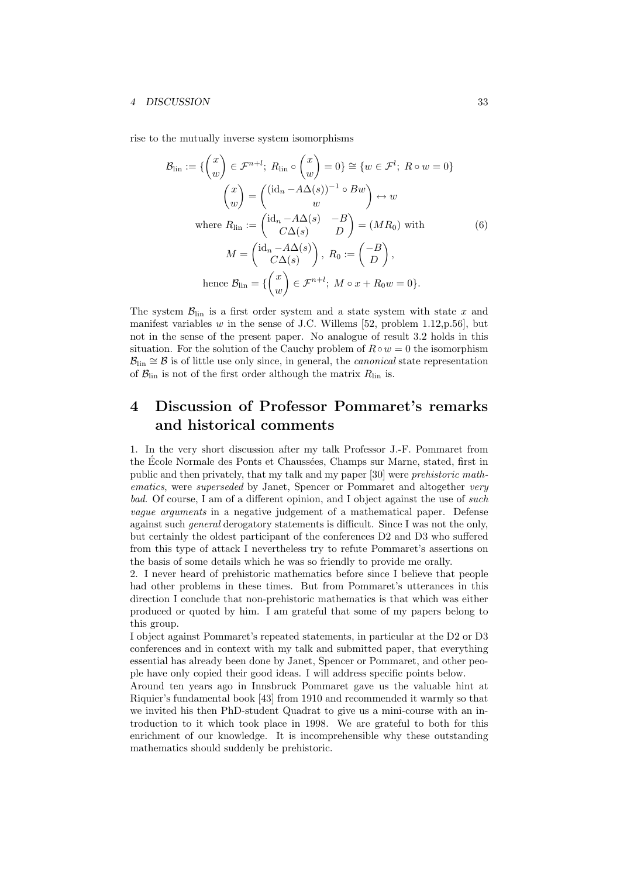rise to the mutually inverse system isomorphisms

$$
\begin{gathered}
\mathcal{B}_{\mathrm{lin}} := \{\begin{pmatrix} x \\ w \end{pmatrix} \in \mathcal{F}^{n+l};\ R_{\mathrm{lin}} \circ \begin{pmatrix} x \\ w \end{pmatrix} = 0\} \cong \{w \in \mathcal{F}^l;\ R \circ w = 0\} \\
\begin{pmatrix} x \\ w \end{pmatrix} = \begin{pmatrix} (\mathrm{id}_n - A\Delta(s))^{-1} \circ Bw \\ w \end{pmatrix} \leftrightarrow w \\
\text{where } R_{\mathrm{lin}} := \begin{pmatrix} \mathrm{id}_n - A\Delta(s) & -B \\ C\Delta(s) & D \end{pmatrix} = (M R_0) \text{ with} \\
M = \begin{pmatrix} \mathrm{id}_n - A\Delta(s) \\ C\Delta(s) \end{pmatrix},\ R_0 := \begin{pmatrix} -B \\ D \end{pmatrix}, \\
\text{hence } \mathcal{B}_{\mathrm{lin}} = \{\begin{pmatrix} x \\ w \end{pmatrix} \in \mathcal{F}^{n+l};\ M \circ x + R_0 w = 0\}.
\end{gathered}
\tag{6}
$$

The system $\mathcal{B}_{\mathrm{lin}}$ is a first order system and a state system with state $x$ and manifest variables $w$ in the sense of J.C. Willems [52, problem 1.12,p.56], but not in the sense of the present paper. No analogue of result 3.2 holds in this situation. For the solution of the Cauchy problem of $R \circ w = 0$ the isomorphism $\mathcal{B}_{\mathrm{lin}} \cong \mathcal{B}$ is of little use only since, in general, the *canonical* state representation of $\mathcal{B}_{\mathrm{lin}}$ is not of the first order although the matrix $R_{\mathrm{lin}}$ is.

# 4 Discussion of Professor Pommaret's remarks and historical comments

1. In the very short discussion after my talk Professor J.-F. Pommaret from the École Normale des Ponts et Chaussées, Champs sur Marne, stated, first in public and then privately, that my talk and my paper [30] were *prehistoric mathematics*, were *superseded* by Janet, Spencer or Pommaret and altogether *very bad*. Of course, I am of a different opinion, and I object against the use of *such vague arguments* in a negative judgement of a mathematical paper. Defense against such *general* derogatory statements is difficult. Since I was not the only, but certainly the oldest participant of the conferences D2 and D3 who suffered from this type of attack I nevertheless try to refute Pommaret's assertions on the basis of some details which he was so friendly to provide me orally.

2. I never heard of prehistoric mathematics before since I believe that people had other problems in these times. But from Pommaret's utterances in this direction I conclude that non-prehistoric mathematics is that which was either produced or quoted by him. I am grateful that some of my papers belong to this group.

I object against Pommaret's repeated statements, in particular at the D2 or D3 conferences and in context with my talk and submitted paper, that everything essential has already been done by Janet, Spencer or Pommaret, and other people have only copied their good ideas. I will address specific points below.

Around ten years ago in Innsbruck Pommaret gave us the valuable hint at Riquier's fundamental book [43] from 1910 and recommended it warmly so that we invited his then PhD-student Quadrat to give us a mini-course with an introduction to it which took place in 1998. We are grateful to both for this enrichment of our knowledge. It is incomprehensible why these outstanding mathematics should suddenly be prehistoric.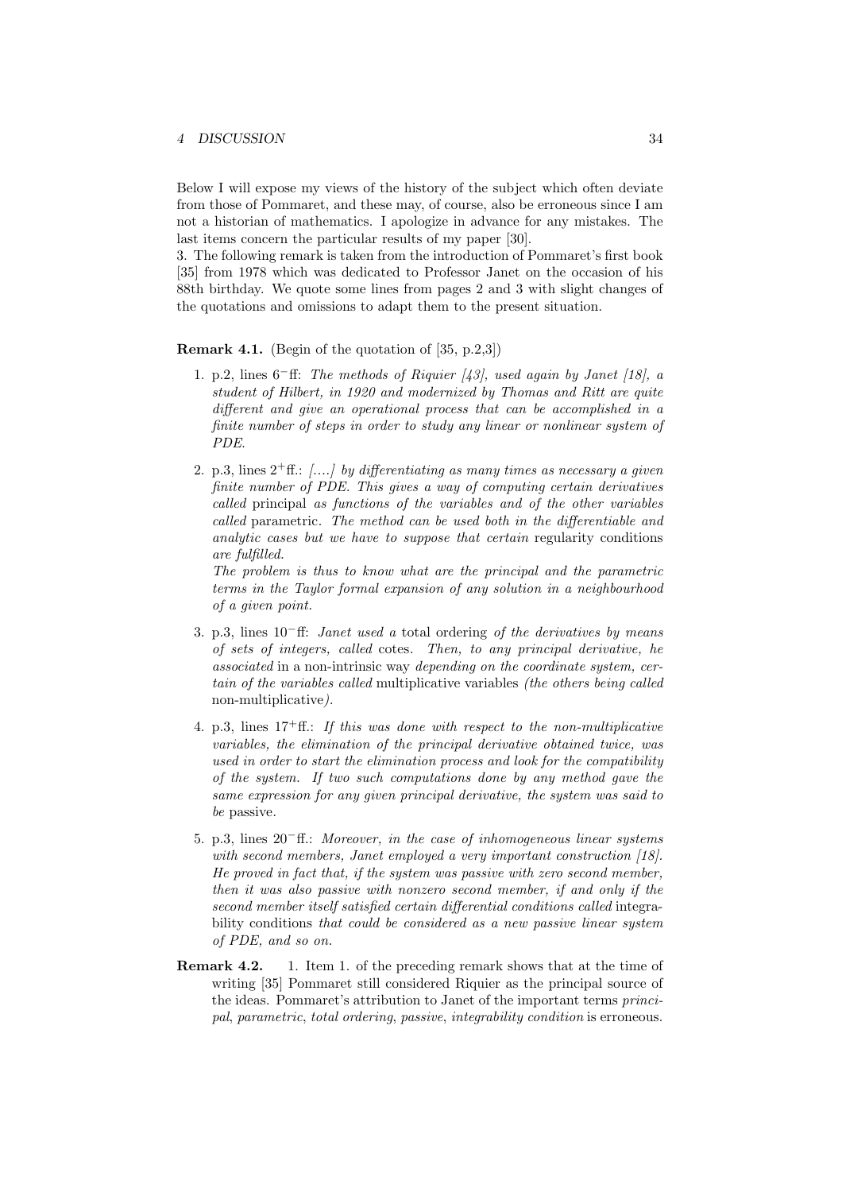Below I will expose my views of the history of the subject which often deviate from those of Pommaret, and these may, of course, also be erroneous since I am not a historian of mathematics. I apologize in advance for any mistakes. The last items concern the particular results of my paper [30].

3. The following remark is taken from the introduction of Pommaret's first book [35] from 1978 which was dedicated to Professor Janet on the occasion of his 88th birthday. We quote some lines from pages 2 and 3 with slight changes of the quotations and omissions to adapt them to the present situation.

**Remark 4.1.** (Begin of the quotation of [35, p.2,3])

1. p.2, lines $6^-$ff: *The methods of Riquier [43], used again by Janet [18], a student of Hilbert, in 1920 and modernized by Thomas and Ritt are quite different and give an operational process that can be accomplished in a finite number of steps in order to study any linear or nonlinear system of PDE.*

2. p.3, lines $2^+$ff.: *[....] by differentiating as many times as necessary a given finite number of PDE. This gives a way of computing certain derivatives called* principal *as functions of the variables and of the other variables called* parametric. *The method can be used both in the differentiable and analytic cases but we have to suppose that certain* regularity conditions *are fulfilled.*

   *The problem is thus to know what are the principal and the parametric terms in the Taylor formal expansion of any solution in a neighbourhood of a given point.*

3. p.3, lines $10^-$ff: *Janet used a* total ordering *of the derivatives by means of sets of integers, called* cotes. *Then, to any principal derivative, he associated* in a non-intrinsic way *depending on the coordinate system, certain of the variables called* multiplicative variables *(the others being called* non-multiplicative*).*

4. p.3, lines $17^+$ff.: *If this was done with respect to the non-multiplicative variables, the elimination of the principal derivative obtained twice, was used in order to start the elimination process and look for the compatibility of the system. If two such computations done by any method gave the same expression for any given principal derivative, the system was said to be* passive.

5. p.3, lines $20^-$ff.: *Moreover, in the case of inhomogeneous linear systems with second members, Janet employed a very important construction [18]. He proved in fact that, if the system was passive with zero second member, then it was also passive with nonzero second member, if and only if the second member itself satisfied certain differential conditions called* integrability conditions *that could be considered as a new passive linear system of PDE, and so on.*

**Remark 4.2.** 1. Item 1. of the preceding remark shows that at the time of writing [35] Pommaret still considered Riquier as the principal source of the ideas. Pommaret's attribution to Janet of the important terms *principal*, *parametric*, *total ordering*, *passive*, *integrability condition* is erroneous.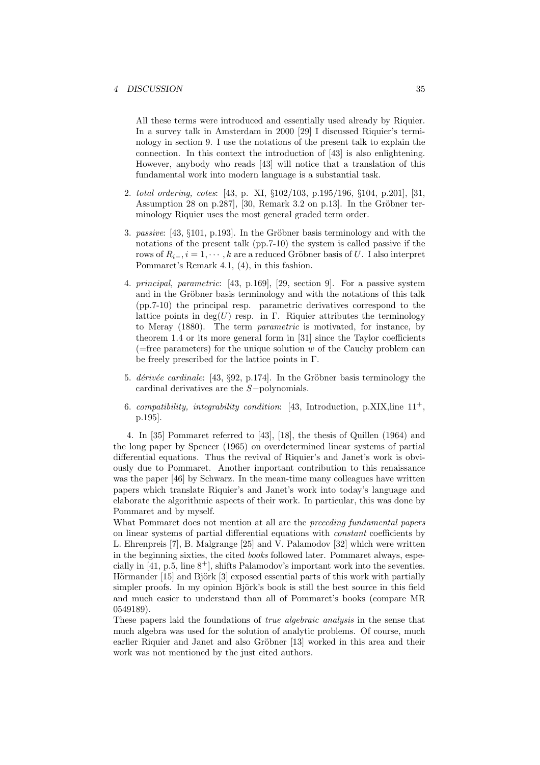All these terms were introduced and essentially used already by Riquier. In a survey talk in Amsterdam in 2000 [29] I discussed Riquier's terminology in section 9. I use the notations of the present talk to explain the connection. In this context the introduction of [43] is also enlightening. However, anybody who reads [43] will notice that a translation of this fundamental work into modern language is a substantial task.

2. *total ordering, cotes*: [43, p. XI, §102/103, p.195/196, §104, p.201], [31, Assumption 28 on p.287], [30, Remark 3.2 on p.13]. In the Gröbner terminology Riquier uses the most general graded term order.

3. *passive*: [43, §101, p.193]. In the Gröbner basis terminology and with the notations of the present talk (pp.7-10) the system is called passive if the rows of $R_{i-}, i = 1, \cdots, k$ are a reduced Gröbner basis of $U$. I also interpret Pommaret's Remark 4.1, (4), in this fashion.

4. *principal, parametric*: [43, p.169], [29, section 9]. For a passive system and in the Gröbner basis terminology and with the notations of this talk (pp.7-10) the principal resp. parametric derivatives correspond to the lattice points in $\deg(U)$ resp. in $\Gamma$. Riquier attributes the terminology to Meray (1880). The term *parametric* is motivated, for instance, by theorem 1.4 or its more general form in [31] since the Taylor coefficients (=free parameters) for the unique solution $w$ of the Cauchy problem can be freely prescribed for the lattice points in $\Gamma$.

5. *dérivée cardinale*: [43, §92, p.174]. In the Gröbner basis terminology the cardinal derivatives are the $S-$polynomials.

6. *compatibility, integrability condition*: [43, Introduction, p.XIX,line $11^+$, p.195].

4. In [35] Pommaret referred to [43], [18], the thesis of Quillen (1964) and the long paper by Spencer (1965) on overdetermined linear systems of partial differential equations. Thus the revival of Riquier's and Janet's work is obviously due to Pommaret. Another important contribution to this renaissance was the paper [46] by Schwarz. In the mean-time many colleagues have written papers which translate Riquier's and Janet's work into today's language and elaborate the algorithmic aspects of their work. In particular, this was done by Pommaret and by myself.

What Pommaret does not mention at all are the *preceding fundamental papers* on linear systems of partial differential equations with *constant* coefficients by L. Ehrenpreis [7], B. Malgrange [25] and V. Palamodov [32] which were written in the beginning sixties, the cited *books* followed later. Pommaret always, especially in [41, p.5, line $8^+$], shifts Palamodov's important work into the seventies. Hörmander [15] and Björk [3] exposed essential parts of this work with partially simpler proofs. In my opinion Björk's book is still the best source in this field and much easier to understand than all of Pommaret's books (compare MR 0549189).

These papers laid the foundations of *true algebraic analysis* in the sense that much algebra was used for the solution of analytic problems. Of course, much earlier Riquier and Janet and also Gröbner [13] worked in this area and their work was not mentioned by the just cited authors.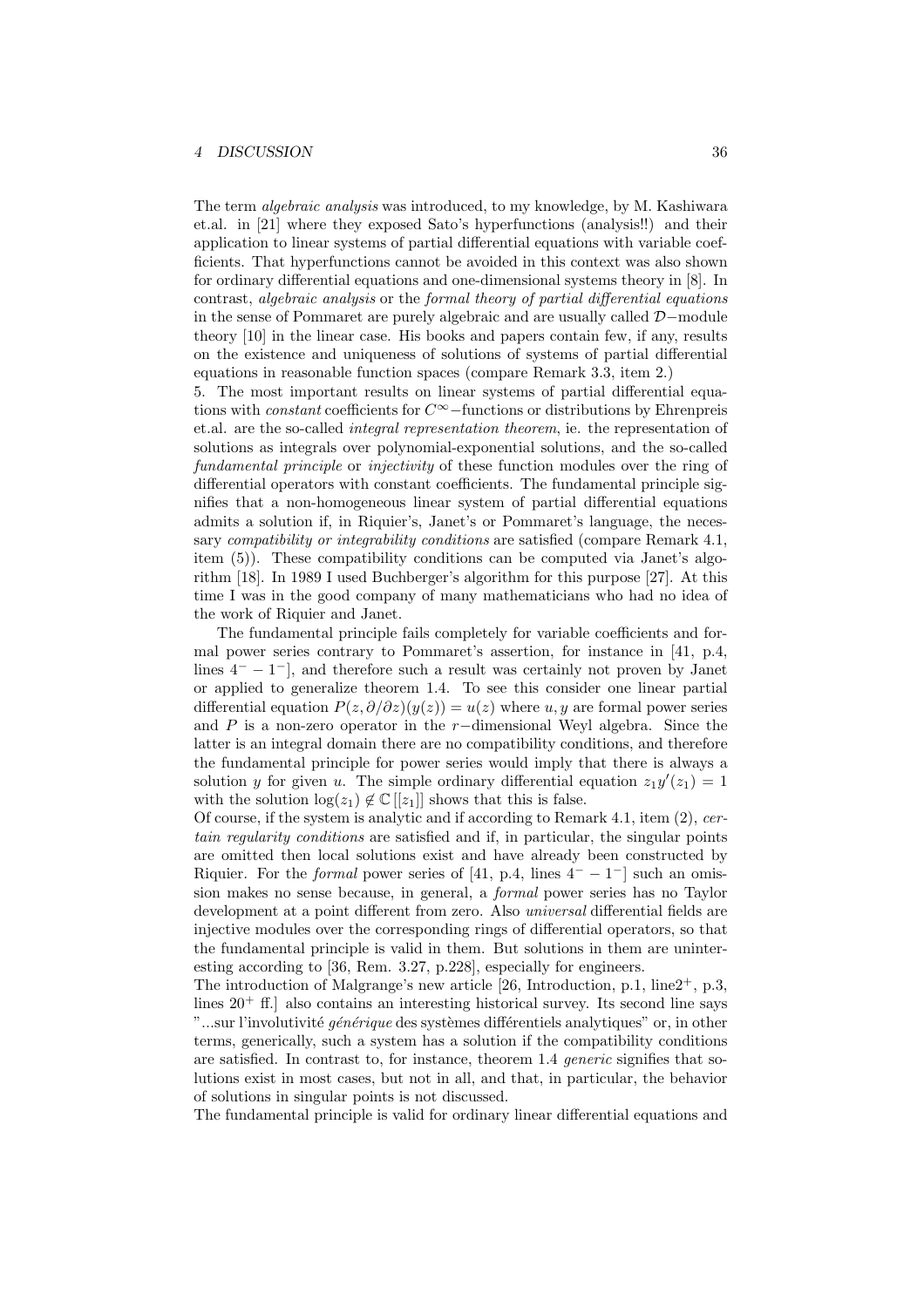The term *algebraic analysis* was introduced, to my knowledge, by M. Kashiwara et.al. in [21] where they exposed Sato's hyperfunctions (analysis!!) and their application to linear systems of partial differential equations with variable coefficients. That hyperfunctions cannot be avoided in this context was also shown for ordinary differential equations and one-dimensional systems theory in [8]. In contrast, *algebraic analysis* or the *formal theory of partial differential equations* in the sense of Pommaret are purely algebraic and are usually called $\mathcal{D}-$module theory [10] in the linear case. His books and papers contain few, if any, results on the existence and uniqueness of solutions of systems of partial differential equations in reasonable function spaces (compare Remark 3.3, item 2.)

5. The most important results on linear systems of partial differential equations with *constant* coefficients for $C^\infty-$functions or distributions by Ehrenpreis et.al. are the so-called *integral representation theorem*, ie. the representation of solutions as integrals over polynomial-exponential solutions, and the so-called *fundamental principle* or *injectivity* of these function modules over the ring of differential operators with constant coefficients. The fundamental principle signifies that a non-homogeneous linear system of partial differential equations admits a solution if, in Riquier's, Janet's or Pommaret's language, the necessary *compatibility or integrability conditions* are satisfied (compare Remark 4.1, item (5)). These compatibility conditions can be computed via Janet's algorithm [18]. In 1989 I used Buchberger's algorithm for this purpose [27]. At this time I was in the good company of many mathematicians who had no idea of the work of Riquier and Janet.

The fundamental principle fails completely for variable coefficients and formal power series contrary to Pommaret's assertion, for instance in [41, p.4, lines $4^- - 1^-$], and therefore such a result was certainly not proven by Janet or applied to generalize theorem 1.4. To see this consider one linear partial differential equation $P(z, \partial/\partial z)(y(z)) = u(z)$ where $u, y$ are formal power series and $P$ is a non-zero operator in the $r-$dimensional Weyl algebra. Since the latter is an integral domain there are no compatibility conditions, and therefore the fundamental principle for power series would imply that there is always a solution $y$ for given $u$. The simple ordinary differential equation $z_1 y'(z_1) = 1$ with the solution $\log(z_1) \notin \mathbb{C}[[z_1]]$ shows that this is false.

Of course, if the system is analytic and if according to Remark 4.1, item (2), *certain regularity conditions* are satisfied and if, in particular, the singular points are omitted then local solutions exist and have already been constructed by Riquier. For the *formal* power series of [41, p.4, lines $4^- - 1^-$] such an omission makes no sense because, in general, a *formal* power series has no Taylor development at a point different from zero. Also *universal* differential fields are injective modules over the corresponding rings of differential operators, so that the fundamental principle is valid in them. But solutions in them are uninteresting according to [36, Rem. 3.27, p.228], especially for engineers.

The introduction of Malgrange's new article [26, Introduction, p.1, line$2^+$, p.3, lines $20^+$ ff.] also contains an interesting historical survey. Its second line says "...sur l'involutivité *générique* des systèmes différentiels analytiques" or, in other terms, generically, such a system has a solution if the compatibility conditions are satisfied. In contrast to, for instance, theorem 1.4 *generic* signifies that solutions exist in most cases, but not in all, and that, in particular, the behavior of solutions in singular points is not discussed.

The fundamental principle is valid for ordinary linear differential equations and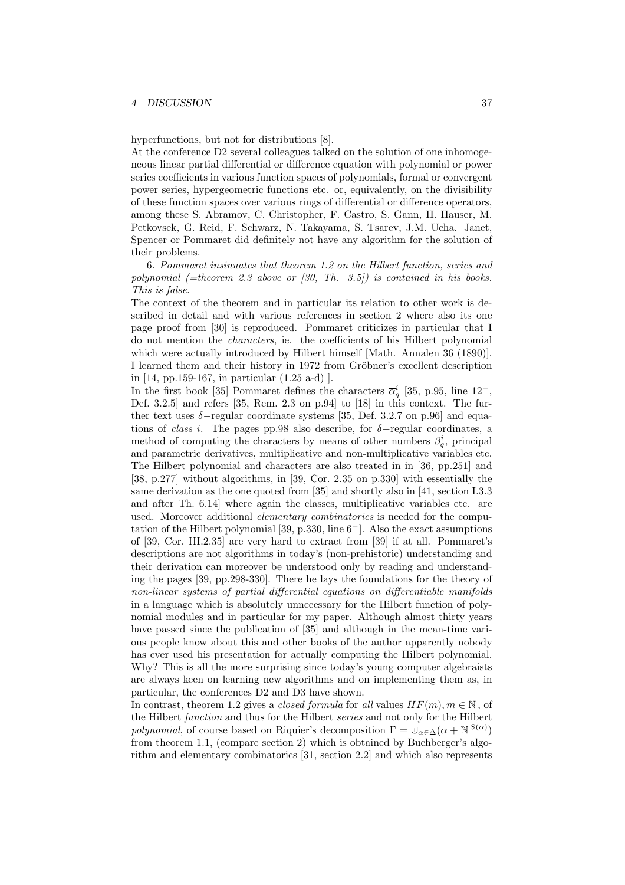hyperfunctions, but not for distributions [8].
At the conference D2 several colleagues talked on the solution of one inhomogeneous linear partial differential or difference equation with polynomial or power series coefficients in various function spaces of polynomials, formal or convergent power series, hypergeometric functions etc. or, equivalently, on the divisibility of these function spaces over various rings of differential or difference operators, among these S. Abramov, C. Christopher, F. Castro, S. Gann, H. Hauser, M. Petkovsek, G. Reid, F. Schwarz, N. Takayama, S. Tsarev, J.M. Ucha. Janet, Spencer or Pommaret did definitely not have any algorithm for the solution of their problems.

6. *Pommaret insinuates that theorem 1.2 on the Hilbert function, series and polynomial (=theorem 2.3 above or [30, Th. 3.5]) is contained in his books. This is false.*

The context of the theorem and in particular its relation to other work is described in detail and with various references in section 2 where also its one page proof from [30] is reproduced. Pommaret criticizes in particular that I do not mention the *characters*, ie. the coefficients of his Hilbert polynomial which were actually introduced by Hilbert himself [Math. Annalen 36 (1890)]. I learned them and their history in 1972 from Gröbner's excellent description in [14, pp.159-167, in particular (1.25 a-d) ].
In the first book [35] Pommaret defines the characters $\overline{\alpha}_q^i$ [35, p.95, line $12^-$, Def. 3.2.5] and refers [35, Rem. 2.3 on p.94] to [18] in this context. The further text uses $\delta-$regular coordinate systems [35, Def. 3.2.7 on p.96] and equations of *class i*. The pages pp.98 also describe, for $\delta-$regular coordinates, a method of computing the characters by means of other numbers $\beta_q^i$, principal and parametric derivatives, multiplicative and non-multiplicative variables etc. The Hilbert polynomial and characters are also treated in in [36, pp.251] and [38, p.277] without algorithms, in [39, Cor. 2.35 on p.330] with essentially the same derivation as the one quoted from [35] and shortly also in [41, section I.3.3 and after Th. 6.14] where again the classes, multiplicative variables etc. are used. Moreover additional *elementary combinatorics* is needed for the computation of the Hilbert polynomial [39, p.330, line $6^-$]. Also the exact assumptions of [39, Cor. III.2.35] are very hard to extract from [39] if at all. Pommaret's descriptions are not algorithms in today's (non-prehistoric) understanding and their derivation can moreover be understood only by reading and understanding the pages [39, pp.298-330]. There he lays the foundations for the theory of *non-linear systems of partial differential equations on differentiable manifolds* in a language which is absolutely unnecessary for the Hilbert function of polynomial modules and in particular for my paper. Although almost thirty years have passed since the publication of [35] and although in the mean-time various people know about this and other books of the author apparently nobody has ever used his presentation for actually computing the Hilbert polynomial. Why? This is all the more surprising since today's young computer algebraists are always keen on learning new algorithms and on implementing them as, in particular, the conferences D2 and D3 have shown.
In contrast, theorem 1.2 gives a *closed formula* for *all* values $HF(m), m \in \mathbb{N}$ , of the Hilbert *function* and thus for the Hilbert *series* and not only for the Hilbert *polynomial*, of course based on Riquier's decomposition $\Gamma = \uplus_{\alpha\in\Delta}(\alpha + \mathbb{N}^{S(\alpha)})$ from theorem 1.1, (compare section 2) which is obtained by Buchberger's algorithm and elementary combinatorics [31, section 2.2] and which also represents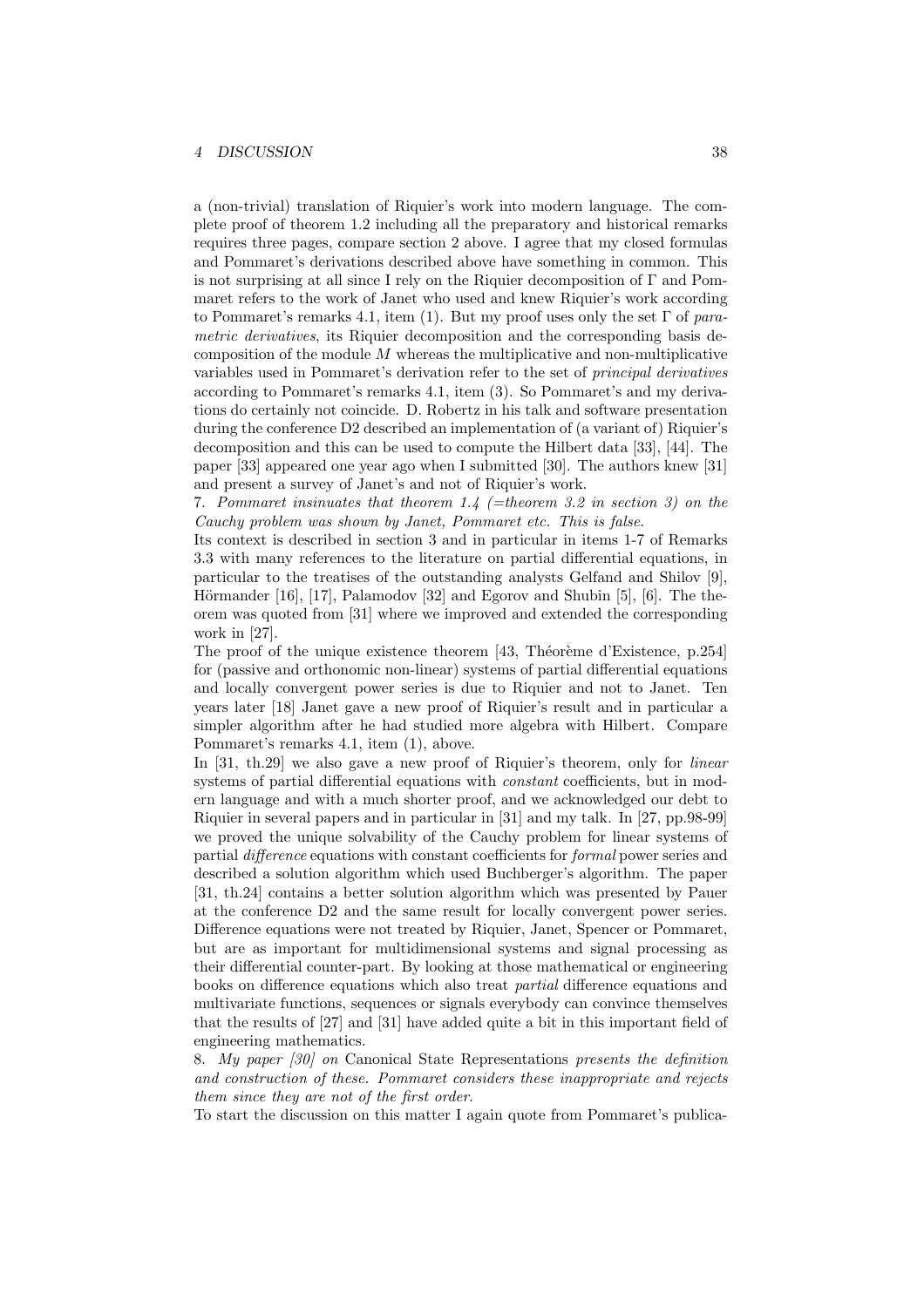a (non-trivial) translation of Riquier's work into modern language. The complete proof of theorem 1.2 including all the preparatory and historical remarks requires three pages, compare section 2 above. I agree that my closed formulas and Pommaret's derivations described above have something in common. This is not surprising at all since I rely on the Riquier decomposition of $\Gamma$ and Pommaret refers to the work of Janet who used and knew Riquier's work according to Pommaret's remarks 4.1, item (1). But my proof uses only the set $\Gamma$ of *parametric derivatives*, its Riquier decomposition and the corresponding basis decomposition of the module $M$ whereas the multiplicative and non-multiplicative variables used in Pommaret's derivation refer to the set of *principal derivatives* according to Pommaret's remarks 4.1, item (3). So Pommaret's and my derivations do certainly not coincide. D. Robertz in his talk and software presentation during the conference D2 described an implementation of (a variant of) Riquier's decomposition and this can be used to compute the Hilbert data [33], [44]. The paper [33] appeared one year ago when I submitted [30]. The authors knew [31] and present a survey of Janet's and not of Riquier's work.

7. *Pommaret insinuates that theorem 1.4 (=theorem 3.2 in section 3) on the Cauchy problem was shown by Janet, Pommaret etc. This is false.*

Its context is described in section 3 and in particular in items 1-7 of Remarks 3.3 with many references to the literature on partial differential equations, in particular to the treatises of the outstanding analysts Gelfand and Shilov [9], Hörmander [16], [17], Palamodov [32] and Egorov and Shubin [5], [6]. The theorem was quoted from [31] where we improved and extended the corresponding work in [27].

The proof of the unique existence theorem [43, Théorème d'Existence, p.254] for (passive and orthonomic non-linear) systems of partial differential equations and locally convergent power series is due to Riquier and not to Janet. Ten years later [18] Janet gave a new proof of Riquier's result and in particular a simpler algorithm after he had studied more algebra with Hilbert. Compare Pommaret's remarks 4.1, item (1), above.

In [31, th.29] we also gave a new proof of Riquier's theorem, only for *linear* systems of partial differential equations with *constant* coefficients, but in modern language and with a much shorter proof, and we acknowledged our debt to Riquier in several papers and in particular in [31] and my talk. In [27, pp.98-99] we proved the unique solvability of the Cauchy problem for linear systems of partial *difference* equations with constant coefficients for *formal* power series and described a solution algorithm which used Buchberger's algorithm. The paper [31, th.24] contains a better solution algorithm which was presented by Pauer at the conference D2 and the same result for locally convergent power series. Difference equations were not treated by Riquier, Janet, Spencer or Pommaret, but are as important for multidimensional systems and signal processing as their differential counter-part. By looking at those mathematical or engineering books on difference equations which also treat *partial* difference equations and multivariate functions, sequences or signals everybody can convince themselves that the results of [27] and [31] have added quite a bit in this important field of engineering mathematics.

8. *My paper [30] on* Canonical State Representations *presents the definition and construction of these. Pommaret considers these inappropriate and rejects them since they are not of the first order.*

To start the discussion on this matter I again quote from Pommaret's publica-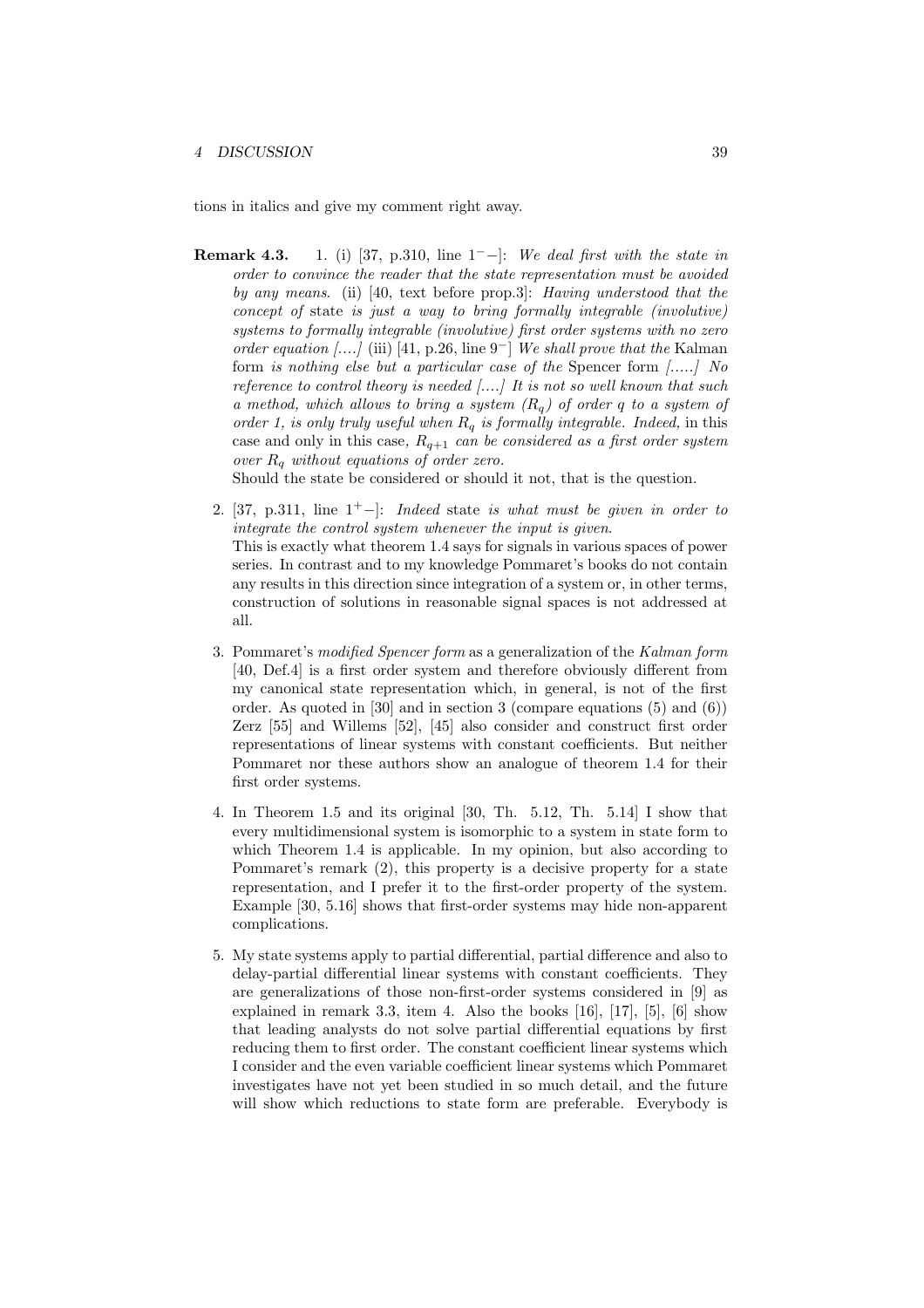tions in italics and give my comment right away.

**Remark 4.3.** 1. (i) [37, p.310, line $1^{-}-$]: *We deal first with the state in order to convince the reader that the state representation must be avoided by any means.* (ii) [40, text before prop.3]: *Having understood that the concept of* state *is just a way to bring formally integrable (involutive) systems to formally integrable (involutive) first order systems with no zero order equation [....]* (iii) [41, p.26, line $9^{-}$] *We shall prove that the* Kalman form *is nothing else but a particular case of the* Spencer form *[.....] No reference to control theory is needed [....] It is not so well known that such a method, which allows to bring a system $(R_q)$ of order q to a system of order 1, is only truly useful when $R_q$ is formally integrable. Indeed,* in this case and only in this case*, $R_{q+1}$ can be considered as a first order system over $R_q$ without equations of order zero.*

Should the state be considered or should it not, that is the question.

2. [37, p.311, line $1^{+}-$]: *Indeed* state *is what must be given in order to integrate the control system whenever the input is given*.
This is exactly what theorem 1.4 says for signals in various spaces of power series. In contrast and to my knowledge Pommaret's books do not contain any results in this direction since integration of a system or, in other terms, construction of solutions in reasonable signal spaces is not addressed at all.

3. Pommaret's *modified Spencer form* as a generalization of the *Kalman form* [40, Def.4] is a first order system and therefore obviously different from my canonical state representation which, in general, is not of the first order. As quoted in [30] and in section 3 (compare equations (5) and (6)) Zerz [55] and Willems [52], [45] also consider and construct first order representations of linear systems with constant coefficients. But neither Pommaret nor these authors show an analogue of theorem 1.4 for their first order systems.

4. In Theorem 1.5 and its original [30, Th. 5.12, Th. 5.14] I show that every multidimensional system is isomorphic to a system in state form to which Theorem 1.4 is applicable. In my opinion, but also according to Pommaret's remark (2), this property is a decisive property for a state representation, and I prefer it to the first-order property of the system. Example [30, 5.16] shows that first-order systems may hide non-apparent complications.

5. My state systems apply to partial differential, partial difference and also to delay-partial differential linear systems with constant coefficients. They are generalizations of those non-first-order systems considered in [9] as explained in remark 3.3, item 4. Also the books [16], [17], [5], [6] show that leading analysts do not solve partial differential equations by first reducing them to first order. The constant coefficient linear systems which I consider and the even variable coefficient linear systems which Pommaret investigates have not yet been studied in so much detail, and the future will show which reductions to state form are preferable. Everybody is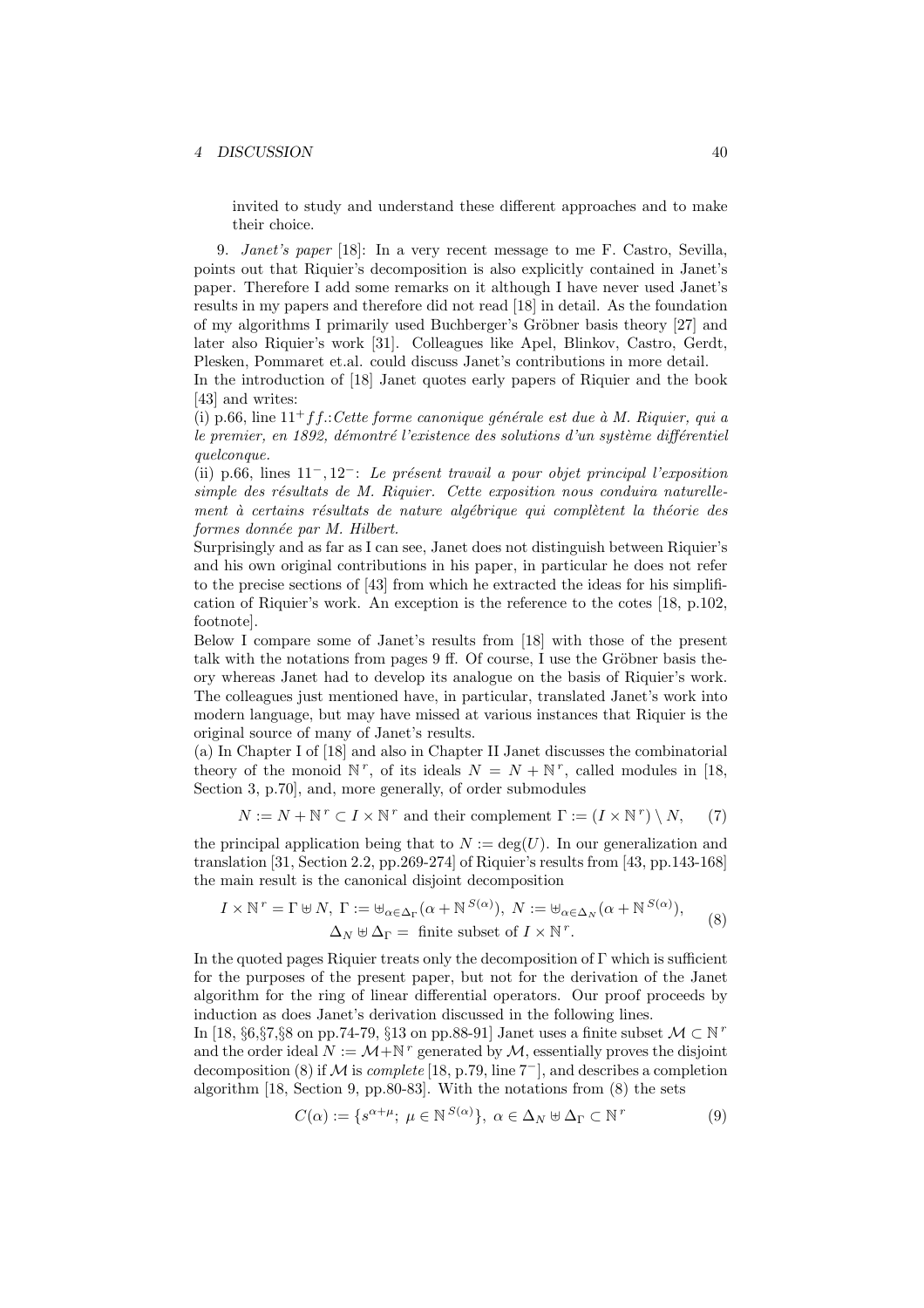invited to study and understand these different approaches and to make their choice.

9. *Janet's paper* [18]: In a very recent message to me F. Castro, Sevilla, points out that Riquier's decomposition is also explicitly contained in Janet's paper. Therefore I add some remarks on it although I have never used Janet's results in my papers and therefore did not read [18] in detail. As the foundation of my algorithms I primarily used Buchberger's Gröbner basis theory [27] and later also Riquier's work [31]. Colleagues like Apel, Blinkov, Castro, Gerdt, Plesken, Pommaret et.al. could discuss Janet's contributions in more detail.
In the introduction of [18] Janet quotes early papers of Riquier and the book [43] and writes:
(i) p.66, line $11^+ ff.$:*Cette forme canonique générale est due à M. Riquier, qui a le premier, en 1892, démontré l'existence des solutions d'un système différentiel quelconque.*
(ii) p.66, lines $11^-, 12^-$: *Le présent travail a pour objet principal l'exposition simple des résultats de M. Riquier. Cette exposition nous conduira naturellement à certains résultats de nature algébrique qui complètent la théorie des formes donnée par M. Hilbert.*
Surprisingly and as far as I can see, Janet does not distinguish between Riquier's and his own original contributions in his paper, in particular he does not refer to the precise sections of [43] from which he extracted the ideas for his simplification of Riquier's work. An exception is the reference to the cotes [18, p.102, footnote].
Below I compare some of Janet's results from [18] with those of the present talk with the notations from pages 9 ff. Of course, I use the Gröbner basis theory whereas Janet had to develop its analogue on the basis of Riquier's work. The colleagues just mentioned have, in particular, translated Janet's work into modern language, but may have missed at various instances that Riquier is the original source of many of Janet's results.
(a) In Chapter I of [18] and also in Chapter II Janet discusses the combinatorial theory of the monoid $\mathbb{N}^r$, of its ideals $N = N + \mathbb{N}^r$, called modules in [18, Section 3, p.70], and, more generally, of order submodules

$$N := N + \mathbb{N}^r \subset I \times \mathbb{N}^r \text{ and their complement } \Gamma := (I \times \mathbb{N}^r) \setminus N, \quad (7)$$

the principal application being that to $N := \deg(U)$. In our generalization and translation [31, Section 2.2, pp.269-274] of Riquier's results from [43, pp.143-168] the main result is the canonical disjoint decomposition

$$\begin{gathered} I \times \mathbb{N}^r = \Gamma \uplus N,\ \Gamma := \uplus_{\alpha \in \Delta_\Gamma} (\alpha + \mathbb{N}^{S(\alpha)}),\ N := \uplus_{\alpha \in \Delta_N} (\alpha + \mathbb{N}^{S(\alpha)}), \\ \Delta_N \uplus \Delta_\Gamma = \text{ finite subset of } I \times \mathbb{N}^r. \end{gathered} \quad (8)$$

In the quoted pages Riquier treats only the decomposition of $\Gamma$ which is sufficient for the purposes of the present paper, but not for the derivation of the Janet algorithm for the ring of linear differential operators. Our proof proceeds by induction as does Janet's derivation discussed in the following lines.
In [18, §6,§7,§8 on pp.74-79, §13 on pp.88-91] Janet uses a finite subset $\mathcal{M} \subset \mathbb{N}^r$ and the order ideal $N := \mathcal{M} + \mathbb{N}^r$ generated by $\mathcal{M}$, essentially proves the disjoint decomposition (8) if $\mathcal{M}$ is *complete* [18, p.79, line $7^-$], and describes a completion algorithm [18, Section 9, pp.80-83]. With the notations from (8) the sets

$$C(\alpha) := \{s^{\alpha+\mu};\ \mu \in \mathbb{N}^{S(\alpha)}\},\ \alpha \in \Delta_N \uplus \Delta_\Gamma \subset \mathbb{N}^r \quad (9)$$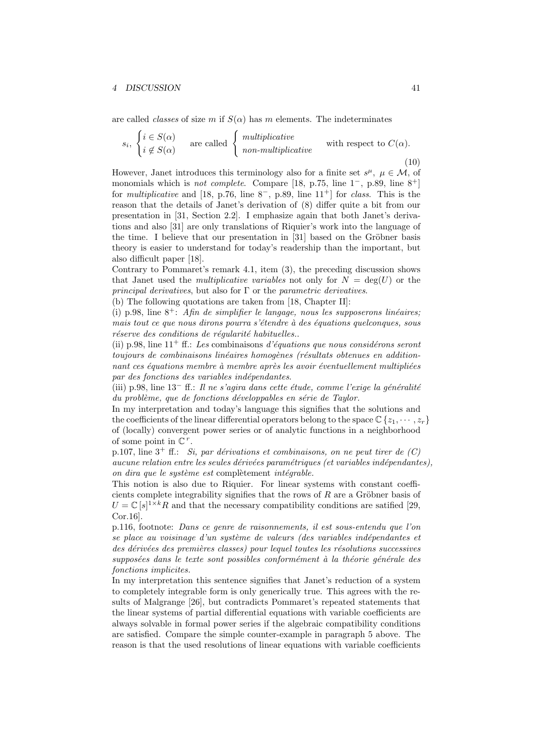are called *classes* of size $m$ if $S(\alpha)$ has $m$ elements. The indeterminates

$$s_i, \begin{cases} i \in S(\alpha) \\ i \notin S(\alpha) \end{cases} \quad \text{are called} \begin{cases} \textit{multiplicative} \\ \textit{non-multiplicative} \end{cases} \quad \text{with respect to } C(\alpha). \tag{10}$$

However, Janet introduces this terminology also for a finite set $s^\mu,\ \mu \in \mathcal{M}$, of monomials which is *not complete*. Compare [18, p.75, line $1^-$, p.89, line $8^+$] for *multiplicative* and [18, p.76, line $8^-$, p.89, line $11^+$] for *class*. This is the reason that the details of Janet's derivation of (8) differ quite a bit from our presentation in [31, Section 2.2]. I emphasize again that both Janet's derivations and also [31] are only translations of Riquier's work into the language of the time. I believe that our presentation in [31] based on the Gröbner basis theory is easier to understand for today's readership than the important, but also difficult paper [18].

Contrary to Pommaret's remark 4.1, item (3), the preceding discussion shows that Janet used the *multiplicative variables* not only for $N = \deg(U)$ or the *principal derivatives*, but also for $\Gamma$ or the *parametric derivatives*.

(b) The following quotations are taken from [18, Chapter II]:

(i) p.98, line $8^+$: *Afin de simplifier le langage, nous les supposerons linéaires; mais tout ce que nous dirons pourra s'étendre à des équations quelconques, sous réserve des conditions de régularité habituelles..*

(ii) p.98, line $11^+$ ff.: *Les* combinaisons *d'équations que nous considérons seront toujours de combinaisons linéaires homogènes (résultats obtenues en additionnant ces équations membre à membre après les avoir éventuellement multipliées par des fonctions des variables indépendantes.*

(iii) p.98, line $13^-$ ff.: *Il ne s'agira dans cette étude, comme l'exige la généralité du problème, que de fonctions développables en série de Taylor.*

In my interpretation and today's language this signifies that the solutions and the coefficients of the linear differential operators belong to the space $\mathbb{C}\{z_1, \cdots, z_r\}$ of (locally) convergent power series or of analytic functions in a neighborhood of some point in $\mathbb{C}^r$.

p.107, line $3^+$ ff.: *Si, par dérivations et combinaisons, on ne peut tirer de (C) aucune relation entre les seules dérivées paramétriques (et variables indépendantes), on dira que le système est* complètement *intégrable.*

This notion is also due to Riquier. For linear systems with constant coefficients complete integrability signifies that the rows of $R$ are a Gröbner basis of $U = \mathbb{C}[s]^{1\times k}R$ and that the necessary compatibility conditions are satified [29, Cor.16].

p.116, footnote: *Dans ce genre de raisonnements, il est sous-entendu que l'on se place au voisinage d'un système de valeurs (des variables indépendantes et des dérivées des premières classes) pour lequel toutes les résolutions successives supposées dans le texte sont possibles conformément à la théorie générale des fonctions implicites.*

In my interpretation this sentence signifies that Janet's reduction of a system to completely integrable form is only generically true. This agrees with the results of Malgrange [26], but contradicts Pommaret's repeated statements that the linear systems of partial differential equations with variable coefficients are always solvable in formal power series if the algebraic compatibility conditions are satisfied. Compare the simple counter-example in paragraph 5 above. The reason is that the used resolutions of linear equations with variable coefficients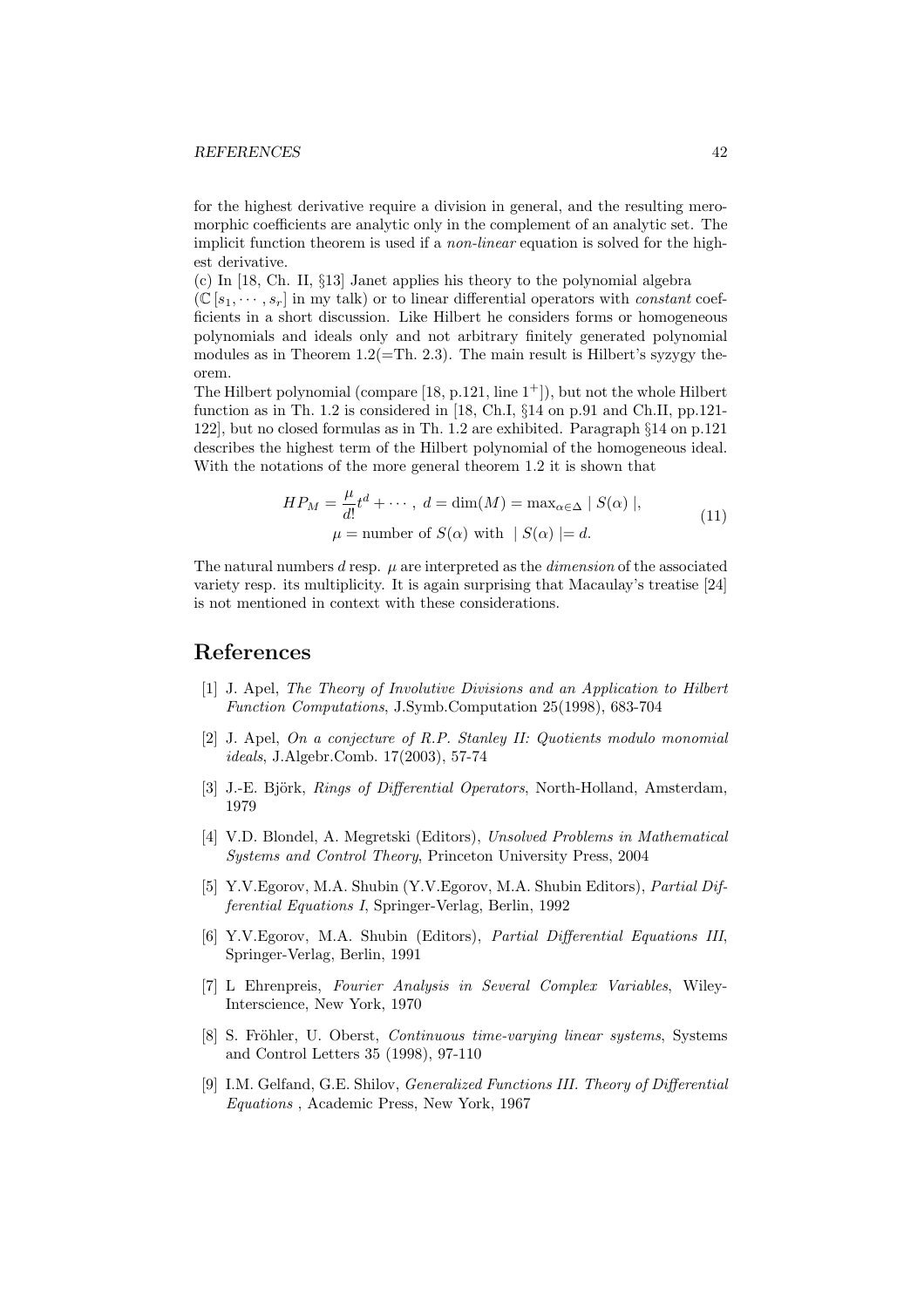for the highest derivative require a division in general, and the resulting meromorphic coefficients are analytic only in the complement of an analytic set. The implicit function theorem is used if a *non-linear* equation is solved for the highest derivative.

(c) In [18, Ch. II, §13] Janet applies his theory to the polynomial algebra ($\mathbb{C}[s_1, \cdots, s_r]$ in my talk) or to linear differential operators with *constant* coefficients in a short discussion. Like Hilbert he considers forms or homogeneous polynomials and ideals only and not arbitrary finitely generated polynomial modules as in Theorem 1.2(=Th. 2.3). The main result is Hilbert's syzygy theorem.

The Hilbert polynomial (compare [18, p.121, line $1^+$]), but not the whole Hilbert function as in Th. 1.2 is considered in [18, Ch.I, §14 on p.91 and Ch.II, pp.121-122], but no closed formulas as in Th. 1.2 are exhibited. Paragraph §14 on p.121 describes the highest term of the Hilbert polynomial of the homogeneous ideal. With the notations of the more general theorem 1.2 it is shown that

$$
\begin{gathered}
HP_M = \frac{\mu}{d!}t^d + \cdots, \; d = \dim(M) = \max_{\alpha\in\Delta} \mid S(\alpha) \mid, \\
\mu = \text{number of } S(\alpha) \text{ with } \mid S(\alpha) \mid = d.
\end{gathered}
\tag{11}
$$

The natural numbers $d$ resp. $\mu$ are interpreted as the *dimension* of the associated variety resp. its multiplicity. It is again surprising that Macaulay's treatise [24] is not mentioned in context with these considerations.

# References

[1] J. Apel, *The Theory of Involutive Divisions and an Application to Hilbert Function Computations*, J.Symb.Computation 25(1998), 683-704

[2] J. Apel, *On a conjecture of R.P. Stanley II: Quotients modulo monomial ideals*, J.Algebr.Comb. 17(2003), 57-74

[3] J.-E. Björk, *Rings of Differential Operators*, North-Holland, Amsterdam, 1979

[4] V.D. Blondel, A. Megretski (Editors), *Unsolved Problems in Mathematical Systems and Control Theory*, Princeton University Press, 2004

[5] Y.V.Egorov, M.A. Shubin (Y.V.Egorov, M.A. Shubin Editors), *Partial Differential Equations I*, Springer-Verlag, Berlin, 1992

[6] Y.V.Egorov, M.A. Shubin (Editors), *Partial Differential Equations III*, Springer-Verlag, Berlin, 1991

[7] L Ehrenpreis, *Fourier Analysis in Several Complex Variables*, Wiley-Interscience, New York, 1970

[8] S. Fröhler, U. Oberst, *Continuous time-varying linear systems*, Systems and Control Letters 35 (1998), 97-110

[9] I.M. Gelfand, G.E. Shilov, *Generalized Functions III. Theory of Differential Equations* , Academic Press, New York, 1967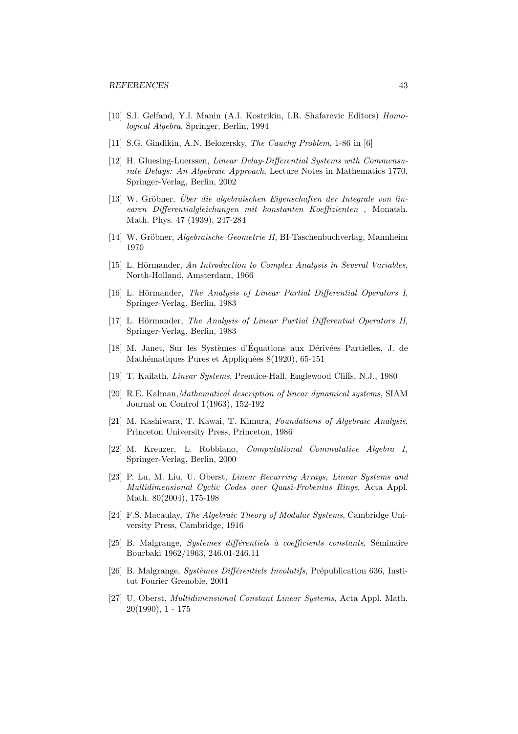[10] S.I. Gelfand, Y.I. Manin (A.I. Kostrikin, I.R. Shafarevic Editors) *Homological Algebra*, Springer, Berlin, 1994

[11] S.G. Gindikin, A.N. Belozersky, *The Cauchy Problem*, 1-86 in [6]

[12] H. Gluesing-Luerssen, *Linear Delay-Differential Systems with Commensurate Delays: An Algebraic Approach*, Lecture Notes in Mathematics 1770, Springer-Verlag, Berlin, 2002

[13] W. Gröbner, *Über die algebraischen Eigenschaften der Integrale von linearen Differentialgleichungen mit konstanten Koeffizienten* , Monatsh. Math. Phys. 47 (1939), 247-284

[14] W. Gröbner, *Algebraische Geometrie II*, BI-Taschenbuchverlag, Mannheim 1970

[15] L. Hörmander, *An Introduction to Complex Analysis in Several Variables*, North-Holland, Amsterdam, 1966

[16] L. Hörmander, *The Analysis of Linear Partial Differential Operators I*, Springer-Verlag, Berlin, 1983

[17] L. Hörmander, *The Analysis of Linear Partial Differential Operators II*, Springer-Verlag, Berlin, 1983

[18] M. Janet, Sur les Systèmes d'Équations aux Dérivées Partielles, J. de Mathématiques Pures et Appliquées 8(1920), 65-151

[19] T. Kailath, *Linear Systems*, Prentice-Hall, Englewood Cliffs, N.J., 1980

[20] R.E. Kalman,*Mathematical description of linear dynamical systems*, SIAM Journal on Control 1(1963), 152-192

[21] M. Kashiwara, T. Kawai, T. Kimura, *Foundations of Algebraic Analysis*, Princeton University Press, Princeton, 1986

[22] M. Kreuzer, L. Robbiano, *Computational Commutative Algebra 1*, Springer-Verlag, Berlin, 2000

[23] P. Lu, M. Liu, U. Oberst, *Linear Recurring Arrays, Linear Systems and Multidimensional Cyclic Codes over Quasi-Frobenius Rings*, Acta Appl. Math. 80(2004), 175-198

[24] F.S. Macaulay, *The Algebraic Theory of Modular Systems*, Cambridge University Press, Cambridge, 1916

[25] B. Malgrange, *Systèmes différentiels à coefficients constants*, Séminaire Bourbaki 1962/1963, 246.01-246.11

[26] B. Malgrange, *Systèmes Différentiels Involutifs*, Prépublication 636, Institut Fourier Grenoble, 2004

[27] U. Oberst, *Multidimensional Constant Linear Systems*, Acta Appl. Math. 20(1990), 1 - 175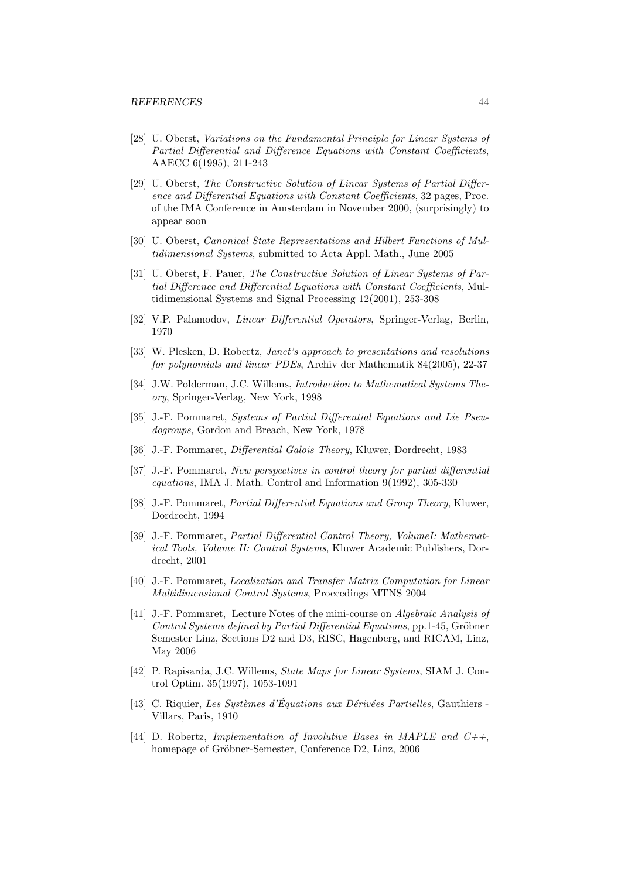[28] U. Oberst, *Variations on the Fundamental Principle for Linear Systems of Partial Differential and Difference Equations with Constant Coefficients*, AAECC 6(1995), 211-243

[29] U. Oberst, *The Constructive Solution of Linear Systems of Partial Difference and Differential Equations with Constant Coefficients*, 32 pages, Proc. of the IMA Conference in Amsterdam in November 2000, (surprisingly) to appear soon

[30] U. Oberst, *Canonical State Representations and Hilbert Functions of Multidimensional Systems*, submitted to Acta Appl. Math., June 2005

[31] U. Oberst, F. Pauer, *The Constructive Solution of Linear Systems of Partial Difference and Differential Equations with Constant Coefficients*, Multidimensional Systems and Signal Processing 12(2001), 253-308

[32] V.P. Palamodov, *Linear Differential Operators*, Springer-Verlag, Berlin, 1970

[33] W. Plesken, D. Robertz, *Janet's approach to presentations and resolutions for polynomials and linear PDEs*, Archiv der Mathematik 84(2005), 22-37

[34] J.W. Polderman, J.C. Willems, *Introduction to Mathematical Systems Theory*, Springer-Verlag, New York, 1998

[35] J.-F. Pommaret, *Systems of Partial Differential Equations and Lie Pseudogroups*, Gordon and Breach, New York, 1978

[36] J.-F. Pommaret, *Differential Galois Theory*, Kluwer, Dordrecht, 1983

[37] J.-F. Pommaret, *New perspectives in control theory for partial differential equations*, IMA J. Math. Control and Information 9(1992), 305-330

[38] J.-F. Pommaret, *Partial Differential Equations and Group Theory*, Kluwer, Dordrecht, 1994

[39] J.-F. Pommaret, *Partial Differential Control Theory, VolumeI: Mathematical Tools, Volume II: Control Systems*, Kluwer Academic Publishers, Dordrecht, 2001

[40] J.-F. Pommaret, *Localization and Transfer Matrix Computation for Linear Multidimensional Control Systems*, Proceedings MTNS 2004

[41] J.-F. Pommaret, Lecture Notes of the mini-course on *Algebraic Analysis of Control Systems defined by Partial Differential Equations*, pp.1-45, Gröbner Semester Linz, Sections D2 and D3, RISC, Hagenberg, and RICAM, Linz, May 2006

[42] P. Rapisarda, J.C. Willems, *State Maps for Linear Systems*, SIAM J. Control Optim. 35(1997), 1053-1091

[43] C. Riquier, *Les Systèmes d'Équations aux Dérivées Partielles*, Gauthiers - Villars, Paris, 1910

[44] D. Robertz, *Implementation of Involutive Bases in MAPLE and C++*, homepage of Gröbner-Semester, Conference D2, Linz, 2006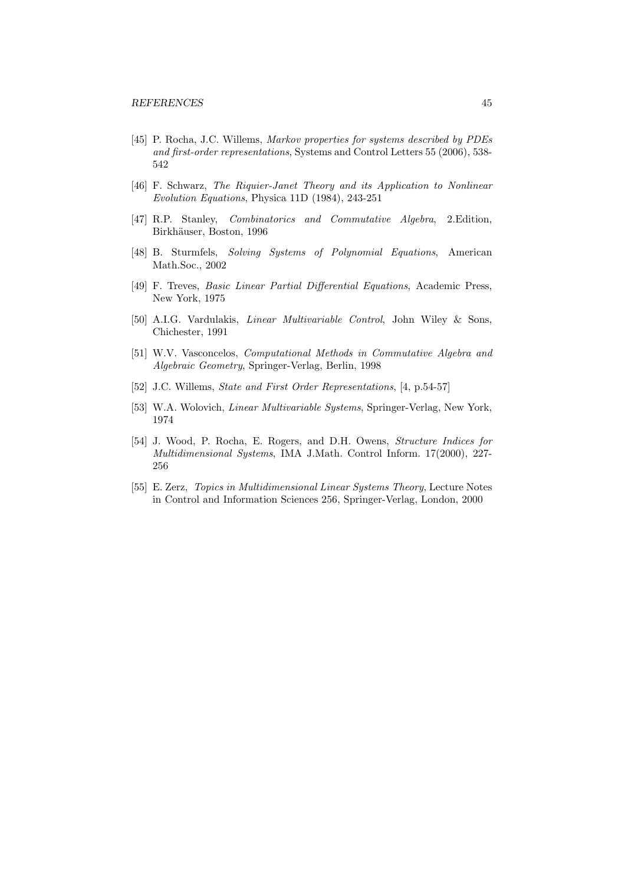[45] P. Rocha, J.C. Willems, *Markov properties for systems described by PDEs and first-order representations*, Systems and Control Letters 55 (2006), 538-542

[46] F. Schwarz, *The Riquier-Janet Theory and its Application to Nonlinear Evolution Equations*, Physica 11D (1984), 243-251

[47] R.P. Stanley, *Combinatorics and Commutative Algebra*, 2.Edition, Birkhäuser, Boston, 1996

[48] B. Sturmfels, *Solving Systems of Polynomial Equations*, American Math.Soc., 2002

[49] F. Treves, *Basic Linear Partial Differential Equations*, Academic Press, New York, 1975

[50] A.I.G. Vardulakis, *Linear Multivariable Control*, John Wiley & Sons, Chichester, 1991

[51] W.V. Vasconcelos, *Computational Methods in Commutative Algebra and Algebraic Geometry*, Springer-Verlag, Berlin, 1998

[52] J.C. Willems, *State and First Order Representations*, [4, p.54-57]

[53] W.A. Wolovich, *Linear Multivariable Systems*, Springer-Verlag, New York, 1974

[54] J. Wood, P. Rocha, E. Rogers, and D.H. Owens, *Structure Indices for Multidimensional Systems*, IMA J.Math. Control Inform. 17(2000), 227-256

[55] E. Zerz, *Topics in Multidimensional Linear Systems Theory*, Lecture Notes in Control and Information Sciences 256, Springer-Verlag, London, 2000